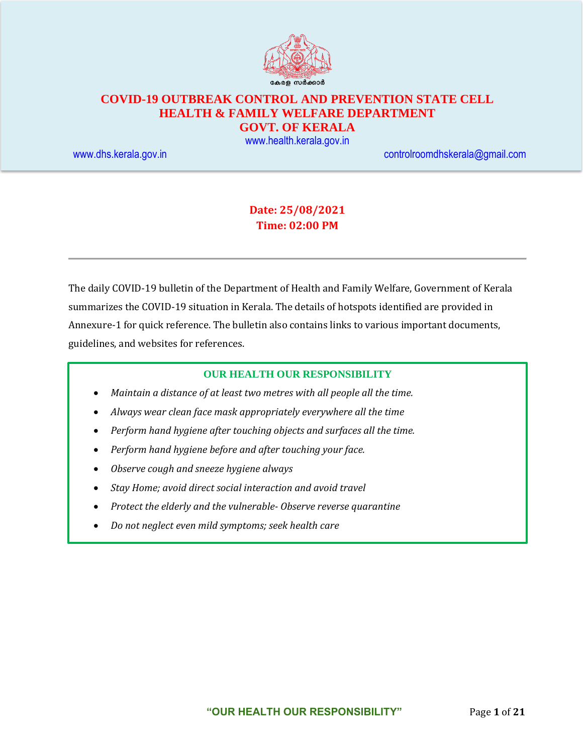കേരള സർക്കാർ

# COVID-19 OUTBREAK CONTROL AND PREVENTION STATE CELL
# HEALTH & FAMILY WELFARE DEPARTMENT
# GOVT. OF KERALA

www.health.kerala.gov.in

www.dhs.kerala.gov.in controlroomdhskerala@gmail.com

**Date: 25/08/2021**
**Time: 02:00 PM**

---

The daily COVID-19 bulletin of the Department of Health and Family Welfare, Government of Kerala summarizes the COVID-19 situation in Kerala. The details of hotspots identified are provided in Annexure-1 for quick reference. The bulletin also contains links to various important documents, guidelines, and websites for references.

**OUR HEALTH OUR RESPONSIBILITY**

- *Maintain a distance of at least two metres with all people all the time.*
- *Always wear clean face mask appropriately everywhere all the time*
- *Perform hand hygiene after touching objects and surfaces all the time.*
- *Perform hand hygiene before and after touching your face.*
- *Observe cough and sneeze hygiene always*
- *Stay Home; avoid direct social interaction and avoid travel*
- *Protect the elderly and the vulnerable- Observe reverse quarantine*
- *Do not neglect even mild symptoms; seek health care*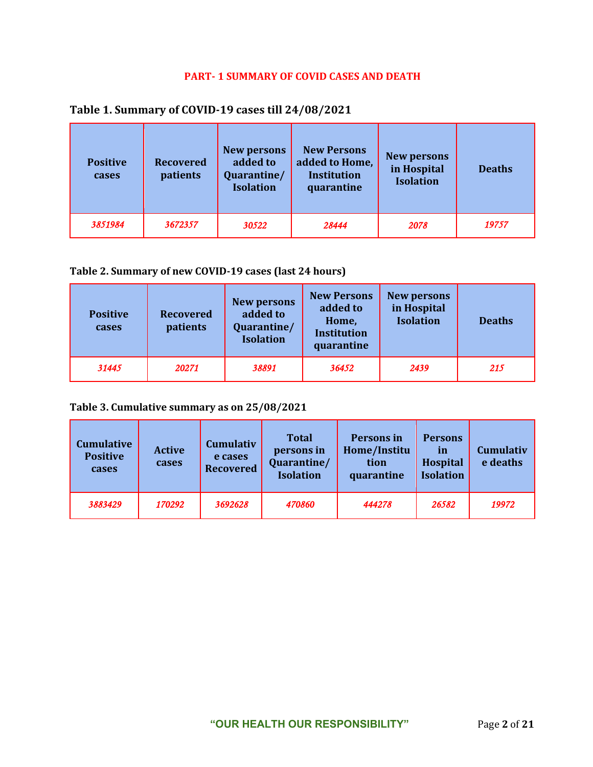## PART- 1 SUMMARY OF COVID CASES AND DEATH

### Table 1. Summary of COVID-19 cases till 24/08/2021

| Positive cases | Recovered patients | New persons added to Quarantine/ Isolation | New Persons added to Home, Institution quarantine | New persons in Hospital Isolation | Deaths |
|---|---|---|---|---|---|
| *3851984* | *3672357* | *30522* | *28444* | *2078* | *19757* |

### Table 2. Summary of new COVID-19 cases (last 24 hours)

| Positive cases | Recovered patients | New persons added to Quarantine/ Isolation | New Persons added to Home, Institution quarantine | New persons in Hospital Isolation | Deaths |
|---|---|---|---|---|---|
| *31445* | *20271* | *38891* | *36452* | *2439* | *215* |

### Table 3. Cumulative summary as on 25/08/2021

| Cumulative Positive cases | Active cases | Cumulative cases Recovered | Total persons in Quarantine/ Isolation | Persons in Home/Institution quarantine | Persons in Hospital Isolation | Cumulative deaths |
|---|---|---|---|---|---|---|
| *3883429* | *170292* | *3692628* | *470860* | *444278* | *26582* | *19972* |

**"OUR HEALTH OUR RESPONSIBILITY"**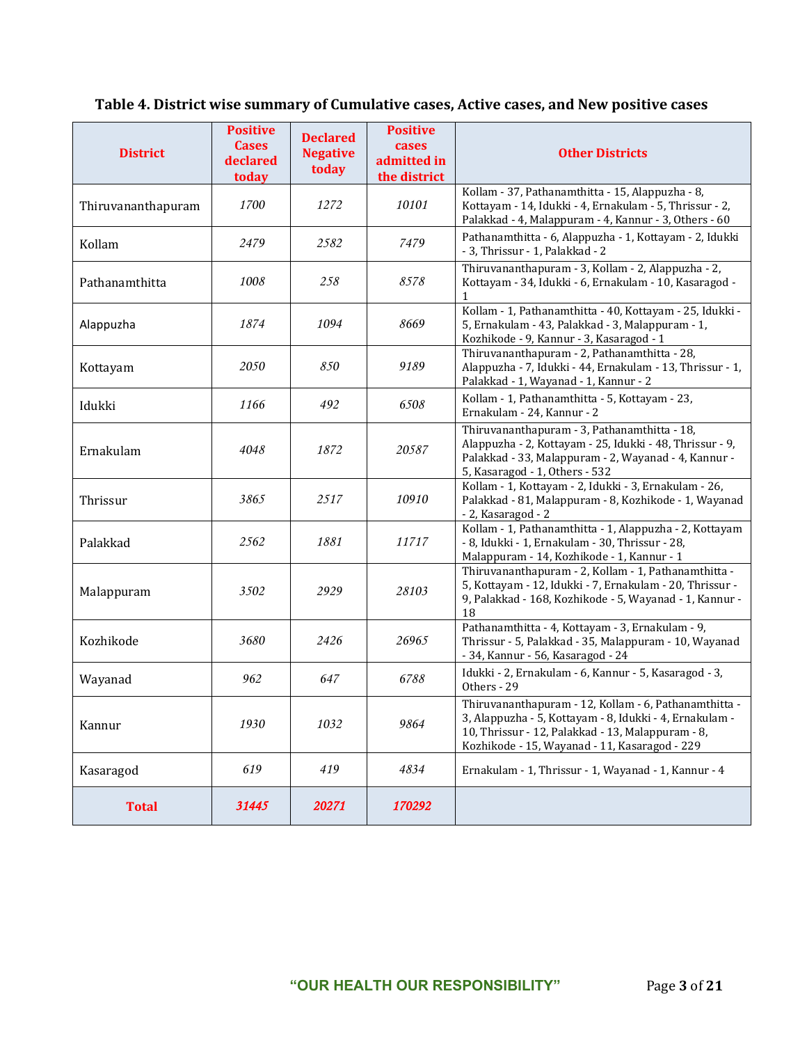**Table 4. District wise summary of Cumulative cases, Active cases, and New positive cases**

| District | Positive Cases declared today | Declared Negative today | Positive cases admitted in the district | Other Districts |
|---|---|---|---|---|
| Thiruvananthapuram | *1700* | *1272* | *10101* | Kollam - 37, Pathanamthitta - 15, Alappuzha - 8, Kottayam - 14, Idukki - 4, Ernakulam - 5, Thrissur - 2, Palakkad - 4, Malappuram - 4, Kannur - 3, Others - 60 |
| Kollam | *2479* | *2582* | *7479* | Pathanamthitta - 6, Alappuzha - 1, Kottayam - 2, Idukki - 3, Thrissur - 1, Palakkad - 2 |
| Pathanamthitta | *1008* | *258* | *8578* | Thiruvananthapuram - 3, Kollam - 2, Alappuzha - 2, Kottayam - 34, Idukki - 6, Ernakulam - 10, Kasaragod - 1 |
| Alappuzha | *1874* | *1094* | *8669* | Kollam - 1, Pathanamthitta - 40, Kottayam - 25, Idukki - 5, Ernakulam - 43, Palakkad - 3, Malappuram - 1, Kozhikode - 9, Kannur - 3, Kasaragod - 1 |
| Kottayam | *2050* | *850* | *9189* | Thiruvananthapuram - 2, Pathanamthitta - 28, Alappuzha - 7, Idukki - 44, Ernakulam - 13, Thrissur - 1, Palakkad - 1, Wayanad - 1, Kannur - 2 |
| Idukki | *1166* | *492* | *6508* | Kollam - 1, Pathanamthitta - 5, Kottayam - 23, Ernakulam - 24, Kannur - 2 |
| Ernakulam | *4048* | *1872* | *20587* | Thiruvananthapuram - 3, Pathanamthitta - 18, Alappuzha - 2, Kottayam - 25, Idukki - 48, Thrissur - 9, Palakkad - 33, Malappuram - 2, Wayanad - 4, Kannur - 5, Kasaragod - 1, Others - 532 |
| Thrissur | *3865* | *2517* | *10910* | Kollam - 1, Kottayam - 2, Idukki - 3, Ernakulam - 26, Palakkad - 81, Malappuram - 8, Kozhikode - 1, Wayanad - 2, Kasaragod - 2 |
| Palakkad | *2562* | *1881* | *11717* | Kollam - 1, Pathanamthitta - 1, Alappuzha - 2, Kottayam - 8, Idukki - 1, Ernakulam - 30, Thrissur - 28, Malappuram - 14, Kozhikode - 1, Kannur - 1 |
| Malappuram | *3502* | *2929* | *28103* | Thiruvananthapuram - 2, Kollam - 1, Pathanamthitta - 5, Kottayam - 12, Idukki - 7, Ernakulam - 20, Thrissur - 9, Palakkad - 168, Kozhikode - 5, Wayanad - 1, Kannur - 18 |
| Kozhikode | *3680* | *2426* | *26965* | Pathanamthitta - 4, Kottayam - 3, Ernakulam - 9, Thrissur - 5, Palakkad - 35, Malappuram - 10, Wayanad - 34, Kannur - 56, Kasaragod - 24 |
| Wayanad | *962* | *647* | *6788* | Idukki - 2, Ernakulam - 6, Kannur - 5, Kasaragod - 3, Others - 29 |
| Kannur | *1930* | *1032* | *9864* | Thiruvananthapuram - 12, Kollam - 6, Pathanamthitta - 3, Alappuzha - 5, Kottayam - 8, Idukki - 4, Ernakulam - 10, Thrissur - 12, Palakkad - 13, Malappuram - 8, Kozhikode - 15, Wayanad - 11, Kasaragod - 229 |
| Kasaragod | *619* | *419* | *4834* | Ernakulam - 1, Thrissur - 1, Wayanad - 1, Kannur - 4 |
| **Total** | ***31445*** | ***20271*** | ***170292*** | |

**"OUR HEALTH OUR RESPONSIBILITY"**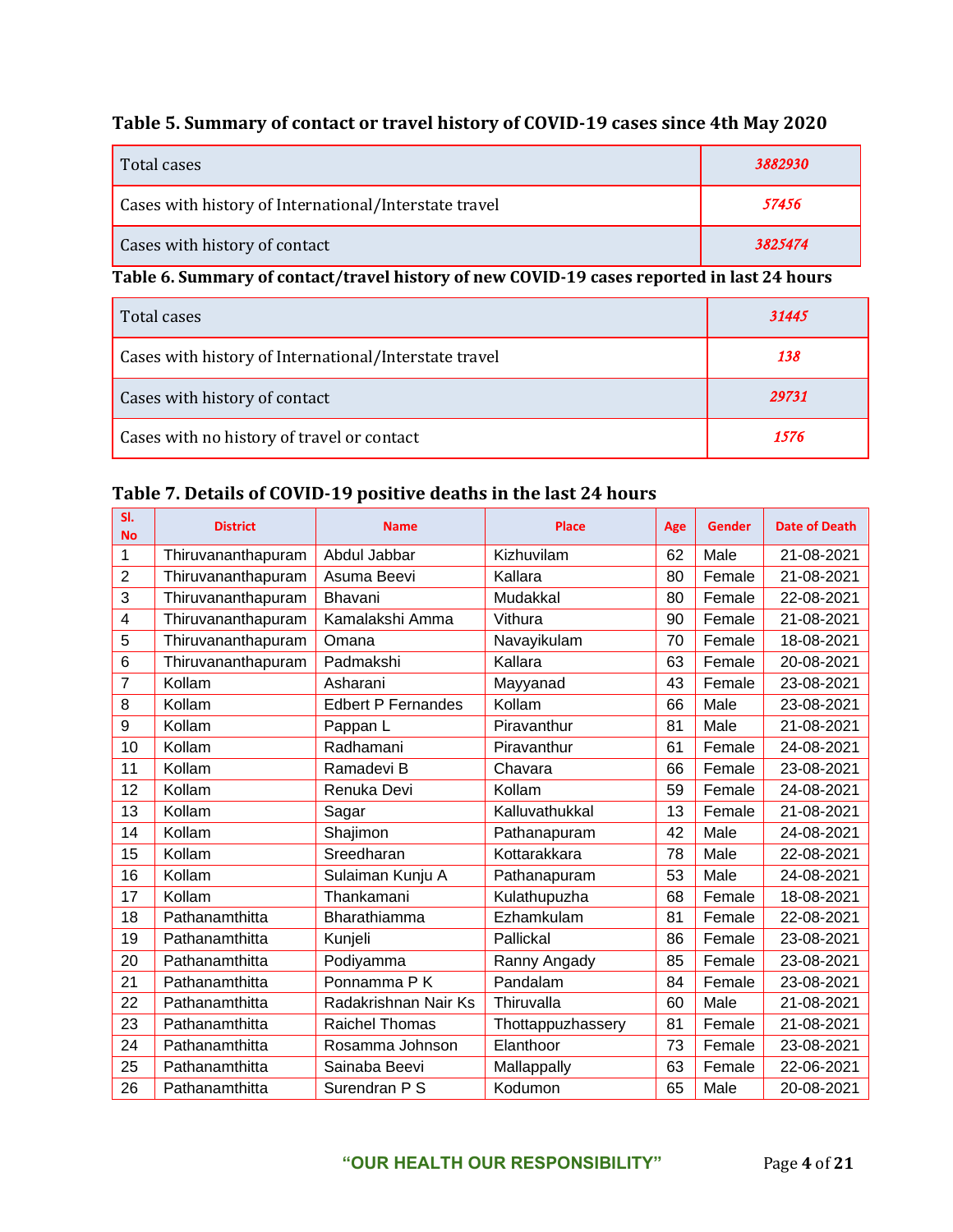### Table 5. Summary of contact or travel history of COVID-19 cases since 4th May 2020

| | |
|---|---|
| Total cases | 3882930 |
| Cases with history of International/Interstate travel | 57456 |
| Cases with history of contact | 3825474 |

### Table 6. Summary of contact/travel history of new COVID-19 cases reported in last 24 hours

| | |
|---|---|
| Total cases | 31445 |
| Cases with history of International/Interstate travel | 138 |
| Cases with history of contact | 29731 |
| Cases with no history of travel or contact | 1576 |

### Table 7. Details of COVID-19 positive deaths in the last 24 hours

| Sl. No | District | Name | Place | Age | Gender | Date of Death |
|---|---|---|---|---|---|---|
| 1 | Thiruvananthapuram | Abdul Jabbar | Kizhuvilam | 62 | Male | 21-08-2021 |
| 2 | Thiruvananthapuram | Asuma Beevi | Kallara | 80 | Female | 21-08-2021 |
| 3 | Thiruvananthapuram | Bhavani | Mudakkal | 80 | Female | 22-08-2021 |
| 4 | Thiruvananthapuram | Kamalakshi Amma | Vithura | 90 | Female | 21-08-2021 |
| 5 | Thiruvananthapuram | Omana | Navayikulam | 70 | Female | 18-08-2021 |
| 6 | Thiruvananthapuram | Padmakshi | Kallara | 63 | Female | 20-08-2021 |
| 7 | Kollam | Asharani | Mayyanad | 43 | Female | 23-08-2021 |
| 8 | Kollam | Edbert P Fernandes | Kollam | 66 | Male | 23-08-2021 |
| 9 | Kollam | Pappan L | Piravanthur | 81 | Male | 21-08-2021 |
| 10 | Kollam | Radhamani | Piravanthur | 61 | Female | 24-08-2021 |
| 11 | Kollam | Ramadevi B | Chavara | 66 | Female | 23-08-2021 |
| 12 | Kollam | Renuka Devi | Kollam | 59 | Female | 24-08-2021 |
| 13 | Kollam | Sagar | Kalluvathukkal | 13 | Female | 21-08-2021 |
| 14 | Kollam | Shajimon | Pathanapuram | 42 | Male | 24-08-2021 |
| 15 | Kollam | Sreedharan | Kottarakkara | 78 | Male | 22-08-2021 |
| 16 | Kollam | Sulaiman Kunju A | Pathanapuram | 53 | Male | 24-08-2021 |
| 17 | Kollam | Thankamani | Kulathupuzha | 68 | Female | 18-08-2021 |
| 18 | Pathanamthitta | Bharathiamma | Ezhamkulam | 81 | Female | 22-08-2021 |
| 19 | Pathanamthitta | Kunjeli | Pallickal | 86 | Female | 23-08-2021 |
| 20 | Pathanamthitta | Podiyamma | Ranny Angady | 85 | Female | 23-08-2021 |
| 21 | Pathanamthitta | Ponnamma P K | Pandalam | 84 | Female | 23-08-2021 |
| 22 | Pathanamthitta | Radakrishnan Nair Ks | Thiruvalla | 60 | Male | 21-08-2021 |
| 23 | Pathanamthitta | Raichel Thomas | Thottappuzhassery | 81 | Female | 21-08-2021 |
| 24 | Pathanamthitta | Rosamma Johnson | Elanthoor | 73 | Female | 23-08-2021 |
| 25 | Pathanamthitta | Sainaba Beevi | Mallappally | 63 | Female | 22-06-2021 |
| 26 | Pathanamthitta | Surendran P S | Kodumon | 65 | Male | 20-08-2021 |

**"OUR HEALTH OUR RESPONSIBILITY"**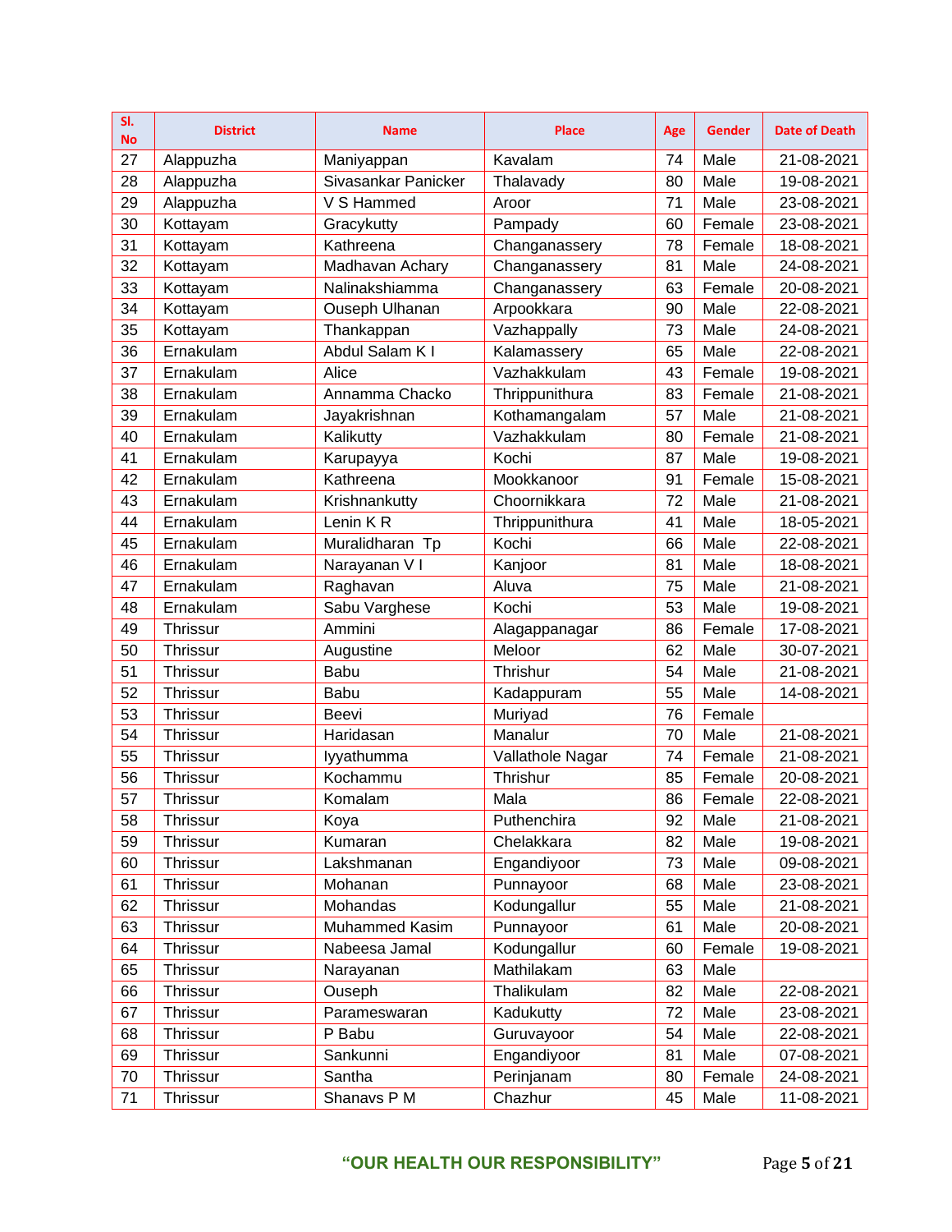| Sl. No | District | Name | Place | Age | Gender | Date of Death |
|---|---|---|---|---|---|---|
| 27 | Alappuzha | Maniyappan | Kavalam | 74 | Male | 21-08-2021 |
| 28 | Alappuzha | Sivasankar Panicker | Thalavady | 80 | Male | 19-08-2021 |
| 29 | Alappuzha | V S Hammed | Aroor | 71 | Male | 23-08-2021 |
| 30 | Kottayam | Gracykutty | Pampady | 60 | Female | 23-08-2021 |
| 31 | Kottayam | Kathreena | Changanassery | 78 | Female | 18-08-2021 |
| 32 | Kottayam | Madhavan Achary | Changanassery | 81 | Male | 24-08-2021 |
| 33 | Kottayam | Nalinakshiamma | Changanassery | 63 | Female | 20-08-2021 |
| 34 | Kottayam | Ouseph Ulhanan | Arpookkara | 90 | Male | 22-08-2021 |
| 35 | Kottayam | Thankappan | Vazhappally | 73 | Male | 24-08-2021 |
| 36 | Ernakulam | Abdul Salam K I | Kalamassery | 65 | Male | 22-08-2021 |
| 37 | Ernakulam | Alice | Vazhakkulam | 43 | Female | 19-08-2021 |
| 38 | Ernakulam | Annamma Chacko | Thrippunithura | 83 | Female | 21-08-2021 |
| 39 | Ernakulam | Jayakrishnan | Kothamangalam | 57 | Male | 21-08-2021 |
| 40 | Ernakulam | Kalikutty | Vazhakkulam | 80 | Female | 21-08-2021 |
| 41 | Ernakulam | Karupayya | Kochi | 87 | Male | 19-08-2021 |
| 42 | Ernakulam | Kathreena | Mookkanoor | 91 | Female | 15-08-2021 |
| 43 | Ernakulam | Krishnankutty | Choornikkara | 72 | Male | 21-08-2021 |
| 44 | Ernakulam | Lenin K R | Thrippunithura | 41 | Male | 18-05-2021 |
| 45 | Ernakulam | Muralidharan Tp | Kochi | 66 | Male | 22-08-2021 |
| 46 | Ernakulam | Narayanan V I | Kanjoor | 81 | Male | 18-08-2021 |
| 47 | Ernakulam | Raghavan | Aluva | 75 | Male | 21-08-2021 |
| 48 | Ernakulam | Sabu Varghese | Kochi | 53 | Male | 19-08-2021 |
| 49 | Thrissur | Ammini | Alagappanagar | 86 | Female | 17-08-2021 |
| 50 | Thrissur | Augustine | Meloor | 62 | Male | 30-07-2021 |
| 51 | Thrissur | Babu | Thrishur | 54 | Male | 21-08-2021 |
| 52 | Thrissur | Babu | Kadappuram | 55 | Male | 14-08-2021 |
| 53 | Thrissur | Beevi | Muriyad | 76 | Female | |
| 54 | Thrissur | Haridasan | Manalur | 70 | Male | 21-08-2021 |
| 55 | Thrissur | Iyyathumma | Vallathole Nagar | 74 | Female | 21-08-2021 |
| 56 | Thrissur | Kochammu | Thrishur | 85 | Female | 20-08-2021 |
| 57 | Thrissur | Komalam | Mala | 86 | Female | 22-08-2021 |
| 58 | Thrissur | Koya | Puthenchira | 92 | Male | 21-08-2021 |
| 59 | Thrissur | Kumaran | Chelakkara | 82 | Male | 19-08-2021 |
| 60 | Thrissur | Lakshmanan | Engandiyoor | 73 | Male | 09-08-2021 |
| 61 | Thrissur | Mohanan | Punnayoor | 68 | Male | 23-08-2021 |
| 62 | Thrissur | Mohandas | Kodungallur | 55 | Male | 21-08-2021 |
| 63 | Thrissur | Muhammed Kasim | Punnayoor | 61 | Male | 20-08-2021 |
| 64 | Thrissur | Nabeesa Jamal | Kodungallur | 60 | Female | 19-08-2021 |
| 65 | Thrissur | Narayanan | Mathilakam | 63 | Male | |
| 66 | Thrissur | Ouseph | Thalikulam | 82 | Male | 22-08-2021 |
| 67 | Thrissur | Parameswaran | Kadukutty | 72 | Male | 23-08-2021 |
| 68 | Thrissur | P Babu | Guruvayoor | 54 | Male | 22-08-2021 |
| 69 | Thrissur | Sankunni | Engandiyoor | 81 | Male | 07-08-2021 |
| 70 | Thrissur | Santha | Perinjanam | 80 | Female | 24-08-2021 |
| 71 | Thrissur | Shanavs P M | Chazhur | 45 | Male | 11-08-2021 |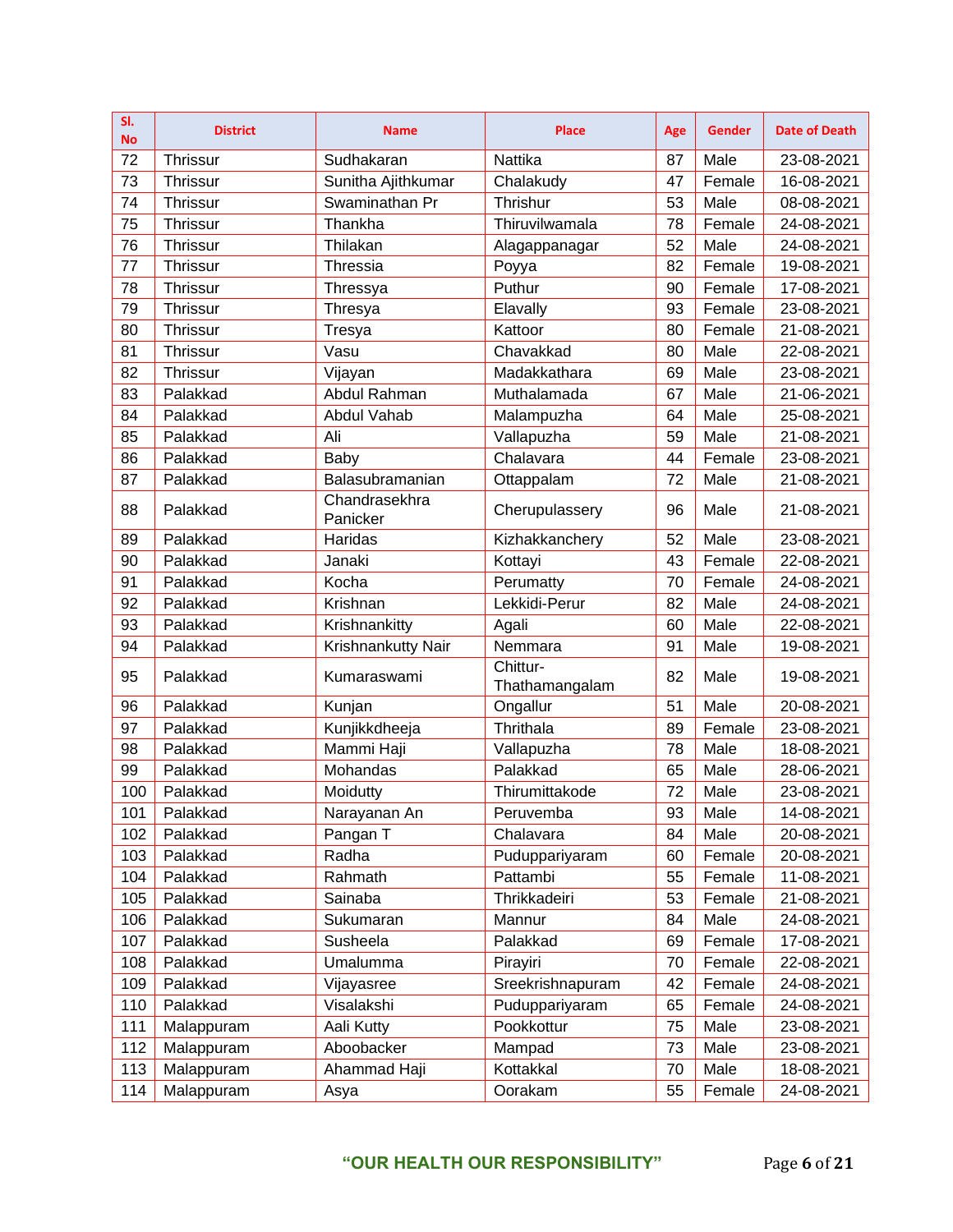| Sl. No | District | Name | Place | Age | Gender | Date of Death |
|---|---|---|---|---|---|---|
| 72 | Thrissur | Sudhakaran | Nattika | 87 | Male | 23-08-2021 |
| 73 | Thrissur | Sunitha Ajithkumar | Chalakudy | 47 | Female | 16-08-2021 |
| 74 | Thrissur | Swaminathan Pr | Thrishur | 53 | Male | 08-08-2021 |
| 75 | Thrissur | Thankha | Thiruvilwamala | 78 | Female | 24-08-2021 |
| 76 | Thrissur | Thilakan | Alagappanagar | 52 | Male | 24-08-2021 |
| 77 | Thrissur | Thressia | Poyya | 82 | Female | 19-08-2021 |
| 78 | Thrissur | Thressya | Puthur | 90 | Female | 17-08-2021 |
| 79 | Thrissur | Thresya | Elavally | 93 | Female | 23-08-2021 |
| 80 | Thrissur | Tresya | Kattoor | 80 | Female | 21-08-2021 |
| 81 | Thrissur | Vasu | Chavakkad | 80 | Male | 22-08-2021 |
| 82 | Thrissur | Vijayan | Madakkathara | 69 | Male | 23-08-2021 |
| 83 | Palakkad | Abdul Rahman | Muthalamada | 67 | Male | 21-06-2021 |
| 84 | Palakkad | Abdul Vahab | Malampuzha | 64 | Male | 25-08-2021 |
| 85 | Palakkad | Ali | Vallapuzha | 59 | Male | 21-08-2021 |
| 86 | Palakkad | Baby | Chalavara | 44 | Female | 23-08-2021 |
| 87 | Palakkad | Balasubramanian | Ottappalam | 72 | Male | 21-08-2021 |
| 88 | Palakkad | Chandrasekhra Panicker | Cherupulassery | 96 | Male | 21-08-2021 |
| 89 | Palakkad | Haridas | Kizhakkanchery | 52 | Male | 23-08-2021 |
| 90 | Palakkad | Janaki | Kottayi | 43 | Female | 22-08-2021 |
| 91 | Palakkad | Kocha | Perumatty | 70 | Female | 24-08-2021 |
| 92 | Palakkad | Krishnan | Lekkidi-Perur | 82 | Male | 24-08-2021 |
| 93 | Palakkad | Krishnankitty | Agali | 60 | Male | 22-08-2021 |
| 94 | Palakkad | Krishnankutty Nair | Nemmara | 91 | Male | 19-08-2021 |
| 95 | Palakkad | Kumaraswami | Chittur-Thathamangalam | 82 | Male | 19-08-2021 |
| 96 | Palakkad | Kunjan | Ongallur | 51 | Male | 20-08-2021 |
| 97 | Palakkad | Kunjikkdheeja | Thrithala | 89 | Female | 23-08-2021 |
| 98 | Palakkad | Mammi Haji | Vallapuzha | 78 | Male | 18-08-2021 |
| 99 | Palakkad | Mohandas | Palakkad | 65 | Male | 28-06-2021 |
| 100 | Palakkad | Moidutty | Thirumittakode | 72 | Male | 23-08-2021 |
| 101 | Palakkad | Narayanan An | Peruvemba | 93 | Male | 14-08-2021 |
| 102 | Palakkad | Pangan T | Chalavara | 84 | Male | 20-08-2021 |
| 103 | Palakkad | Radha | Puduppariyaram | 60 | Female | 20-08-2021 |
| 104 | Palakkad | Rahmath | Pattambi | 55 | Female | 11-08-2021 |
| 105 | Palakkad | Sainaba | Thrikkadeiri | 53 | Female | 21-08-2021 |
| 106 | Palakkad | Sukumaran | Mannur | 84 | Male | 24-08-2021 |
| 107 | Palakkad | Susheela | Palakkad | 69 | Female | 17-08-2021 |
| 108 | Palakkad | Umalumma | Pirayiri | 70 | Female | 22-08-2021 |
| 109 | Palakkad | Vijayasree | Sreekrishnapuram | 42 | Female | 24-08-2021 |
| 110 | Palakkad | Visalakshi | Puduppariyaram | 65 | Female | 24-08-2021 |
| 111 | Malappuram | Aali Kutty | Pookkottur | 75 | Male | 23-08-2021 |
| 112 | Malappuram | Aboobacker | Mampad | 73 | Male | 23-08-2021 |
| 113 | Malappuram | Ahammad Haji | Kottakkal | 70 | Male | 18-08-2021 |
| 114 | Malappuram | Asya | Oorakam | 55 | Female | 24-08-2021 |

**"OUR HEALTH OUR RESPONSIBILITY"**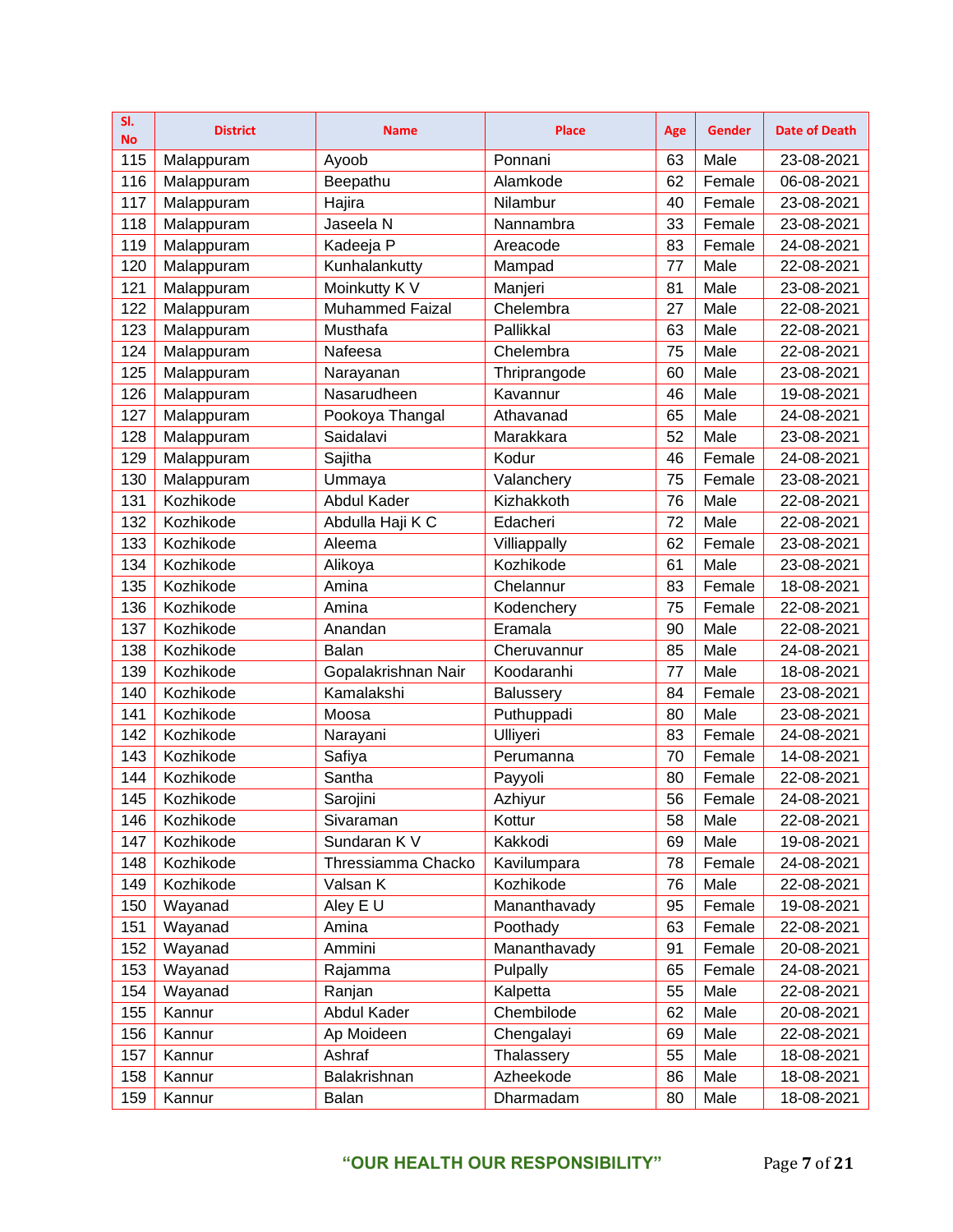| Sl. No | District | Name | Place | Age | Gender | Date of Death |
|---|---|---|---|---|---|---|
| 115 | Malappuram | Ayoob | Ponnani | 63 | Male | 23-08-2021 |
| 116 | Malappuram | Beepathu | Alamkode | 62 | Female | 06-08-2021 |
| 117 | Malappuram | Hajira | Nilambur | 40 | Female | 23-08-2021 |
| 118 | Malappuram | Jaseela N | Nannambra | 33 | Female | 23-08-2021 |
| 119 | Malappuram | Kadeeja P | Areacode | 83 | Female | 24-08-2021 |
| 120 | Malappuram | Kunhalankutty | Mampad | 77 | Male | 22-08-2021 |
| 121 | Malappuram | Moinkutty K V | Manjeri | 81 | Male | 23-08-2021 |
| 122 | Malappuram | Muhammed Faizal | Chelembra | 27 | Male | 22-08-2021 |
| 123 | Malappuram | Musthafa | Pallikkal | 63 | Male | 22-08-2021 |
| 124 | Malappuram | Nafeesa | Chelembra | 75 | Male | 22-08-2021 |
| 125 | Malappuram | Narayanan | Thriprangode | 60 | Male | 23-08-2021 |
| 126 | Malappuram | Nasarudheen | Kavannur | 46 | Male | 19-08-2021 |
| 127 | Malappuram | Pookoya Thangal | Athavanad | 65 | Male | 24-08-2021 |
| 128 | Malappuram | Saidalavi | Marakkara | 52 | Male | 23-08-2021 |
| 129 | Malappuram | Sajitha | Kodur | 46 | Female | 24-08-2021 |
| 130 | Malappuram | Ummaya | Valanchery | 75 | Female | 23-08-2021 |
| 131 | Kozhikode | Abdul Kader | Kizhakkoth | 76 | Male | 22-08-2021 |
| 132 | Kozhikode | Abdulla Haji K C | Edacheri | 72 | Male | 22-08-2021 |
| 133 | Kozhikode | Aleema | Villiappally | 62 | Female | 23-08-2021 |
| 134 | Kozhikode | Alikoya | Kozhikode | 61 | Male | 23-08-2021 |
| 135 | Kozhikode | Amina | Chelannur | 83 | Female | 18-08-2021 |
| 136 | Kozhikode | Amina | Kodenchery | 75 | Female | 22-08-2021 |
| 137 | Kozhikode | Anandan | Eramala | 90 | Male | 22-08-2021 |
| 138 | Kozhikode | Balan | Cheruvannur | 85 | Male | 24-08-2021 |
| 139 | Kozhikode | Gopalakrishnan Nair | Koodaranhi | 77 | Male | 18-08-2021 |
| 140 | Kozhikode | Kamalakshi | Balussery | 84 | Female | 23-08-2021 |
| 141 | Kozhikode | Moosa | Puthuppadi | 80 | Male | 23-08-2021 |
| 142 | Kozhikode | Narayani | Ulliyeri | 83 | Female | 24-08-2021 |
| 143 | Kozhikode | Safiya | Perumanna | 70 | Female | 14-08-2021 |
| 144 | Kozhikode | Santha | Payyoli | 80 | Female | 22-08-2021 |
| 145 | Kozhikode | Sarojini | Azhiyur | 56 | Female | 24-08-2021 |
| 146 | Kozhikode | Sivaraman | Kottur | 58 | Male | 22-08-2021 |
| 147 | Kozhikode | Sundaran K V | Kakkodi | 69 | Male | 19-08-2021 |
| 148 | Kozhikode | Thressiamma Chacko | Kavilumpara | 78 | Female | 24-08-2021 |
| 149 | Kozhikode | Valsan K | Kozhikode | 76 | Male | 22-08-2021 |
| 150 | Wayanad | Aley E U | Mananthavady | 95 | Female | 19-08-2021 |
| 151 | Wayanad | Amina | Poothady | 63 | Female | 22-08-2021 |
| 152 | Wayanad | Ammini | Mananthavady | 91 | Female | 20-08-2021 |
| 153 | Wayanad | Rajamma | Pulpally | 65 | Female | 24-08-2021 |
| 154 | Wayanad | Ranjan | Kalpetta | 55 | Male | 22-08-2021 |
| 155 | Kannur | Abdul Kader | Chembilode | 62 | Male | 20-08-2021 |
| 156 | Kannur | Ap Moideen | Chengalayi | 69 | Male | 22-08-2021 |
| 157 | Kannur | Ashraf | Thalassery | 55 | Male | 18-08-2021 |
| 158 | Kannur | Balakrishnan | Azheekode | 86 | Male | 18-08-2021 |
| 159 | Kannur | Balan | Dharmadam | 80 | Male | 18-08-2021 |

**"OUR HEALTH OUR RESPONSIBILITY"**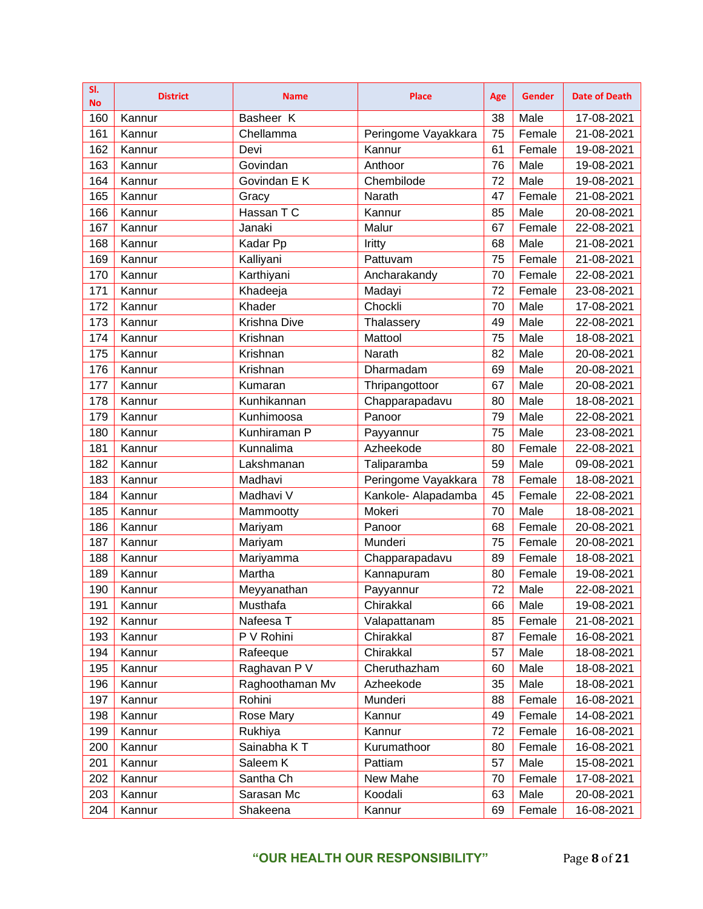| Sl. No | District | Name | Place | Age | Gender | Date of Death |
|---|---|---|---|---|---|---|
| 160 | Kannur | Basheer K | | 38 | Male | 17-08-2021 |
| 161 | Kannur | Chellamma | Peringome Vayakkara | 75 | Female | 21-08-2021 |
| 162 | Kannur | Devi | Kannur | 61 | Female | 19-08-2021 |
| 163 | Kannur | Govindan | Anthoor | 76 | Male | 19-08-2021 |
| 164 | Kannur | Govindan E K | Chembilode | 72 | Male | 19-08-2021 |
| 165 | Kannur | Gracy | Narath | 47 | Female | 21-08-2021 |
| 166 | Kannur | Hassan T C | Kannur | 85 | Male | 20-08-2021 |
| 167 | Kannur | Janaki | Malur | 67 | Female | 22-08-2021 |
| 168 | Kannur | Kadar Pp | Iritty | 68 | Male | 21-08-2021 |
| 169 | Kannur | Kalliyani | Pattuvam | 75 | Female | 21-08-2021 |
| 170 | Kannur | Karthiyani | Ancharakandy | 70 | Female | 22-08-2021 |
| 171 | Kannur | Khadeeja | Madayi | 72 | Female | 23-08-2021 |
| 172 | Kannur | Khader | Chockli | 70 | Male | 17-08-2021 |
| 173 | Kannur | Krishna Dive | Thalassery | 49 | Male | 22-08-2021 |
| 174 | Kannur | Krishnan | Mattool | 75 | Male | 18-08-2021 |
| 175 | Kannur | Krishnan | Narath | 82 | Male | 20-08-2021 |
| 176 | Kannur | Krishnan | Dharmadam | 69 | Male | 20-08-2021 |
| 177 | Kannur | Kumaran | Thripangottoor | 67 | Male | 20-08-2021 |
| 178 | Kannur | Kunhikannan | Chapparapadavu | 80 | Male | 18-08-2021 |
| 179 | Kannur | Kunhimoosa | Panoor | 79 | Male | 22-08-2021 |
| 180 | Kannur | Kunhiraman P | Payyannur | 75 | Male | 23-08-2021 |
| 181 | Kannur | Kunnalima | Azheekode | 80 | Female | 22-08-2021 |
| 182 | Kannur | Lakshmanan | Taliparamba | 59 | Male | 09-08-2021 |
| 183 | Kannur | Madhavi | Peringome Vayakkara | 78 | Female | 18-08-2021 |
| 184 | Kannur | Madhavi V | Kankole- Alapadamba | 45 | Female | 22-08-2021 |
| 185 | Kannur | Mammootty | Mokeri | 70 | Male | 18-08-2021 |
| 186 | Kannur | Mariyam | Panoor | 68 | Female | 20-08-2021 |
| 187 | Kannur | Mariyam | Munderi | 75 | Female | 20-08-2021 |
| 188 | Kannur | Mariyamma | Chapparapadavu | 89 | Female | 18-08-2021 |
| 189 | Kannur | Martha | Kannapuram | 80 | Female | 19-08-2021 |
| 190 | Kannur | Meyyanathan | Payyannur | 72 | Male | 22-08-2021 |
| 191 | Kannur | Musthafa | Chirakkal | 66 | Male | 19-08-2021 |
| 192 | Kannur | Nafeesa T | Valapattanam | 85 | Female | 21-08-2021 |
| 193 | Kannur | P V Rohini | Chirakkal | 87 | Female | 16-08-2021 |
| 194 | Kannur | Rafeeque | Chirakkal | 57 | Male | 18-08-2021 |
| 195 | Kannur | Raghavan P V | Cheruthazham | 60 | Male | 18-08-2021 |
| 196 | Kannur | Raghoothaman Mv | Azheekode | 35 | Male | 18-08-2021 |
| 197 | Kannur | Rohini | Munderi | 88 | Female | 16-08-2021 |
| 198 | Kannur | Rose Mary | Kannur | 49 | Female | 14-08-2021 |
| 199 | Kannur | Rukhiya | Kannur | 72 | Female | 16-08-2021 |
| 200 | Kannur | Sainabha K T | Kurumathoor | 80 | Female | 16-08-2021 |
| 201 | Kannur | Saleem K | Pattiam | 57 | Male | 15-08-2021 |
| 202 | Kannur | Santha Ch | New Mahe | 70 | Female | 17-08-2021 |
| 203 | Kannur | Sarasan Mc | Koodali | 63 | Male | 20-08-2021 |
| 204 | Kannur | Shakeena | Kannur | 69 | Female | 16-08-2021 |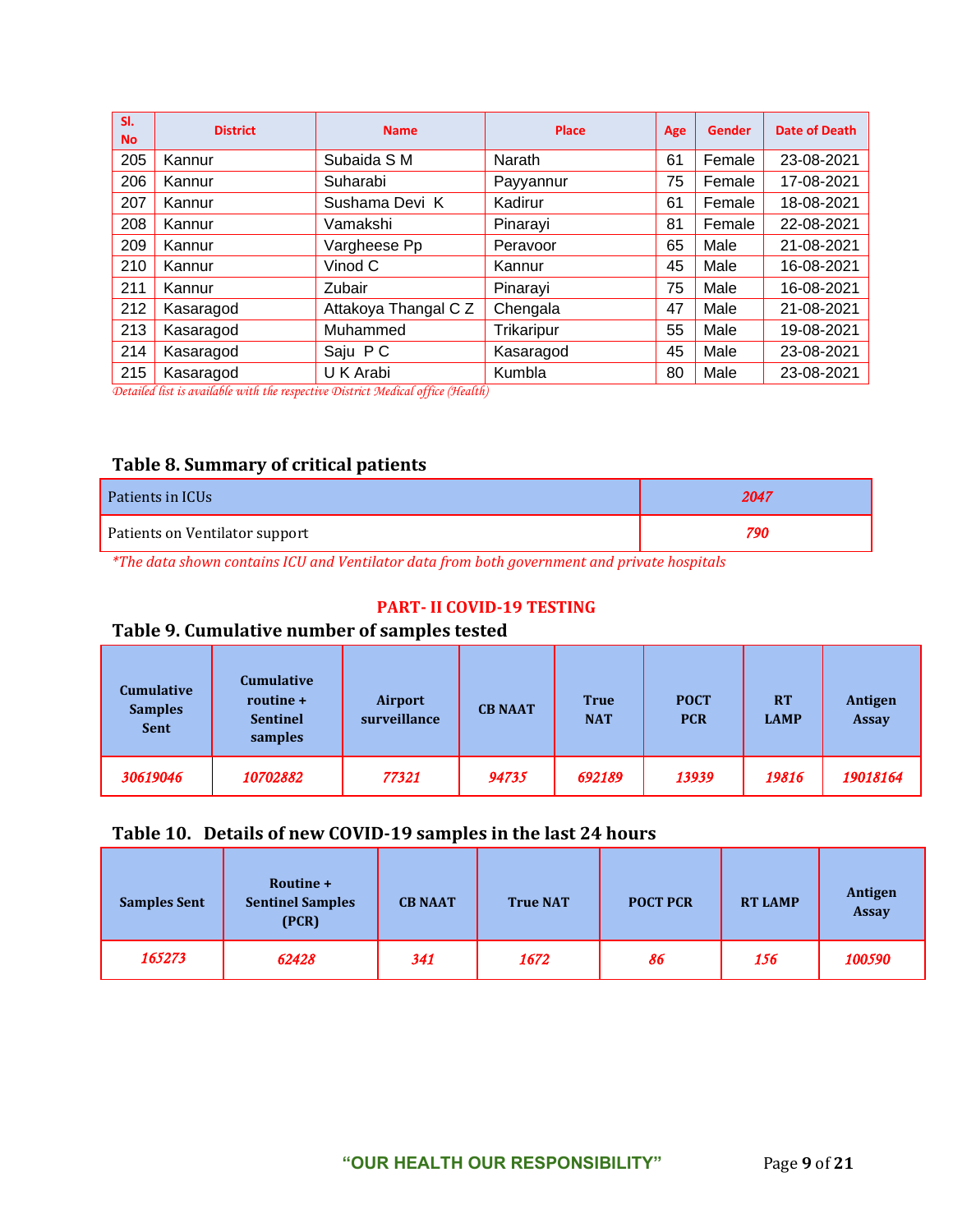| Sl. No | District | Name | Place | Age | Gender | Date of Death |
|---|---|---|---|---|---|---|
| 205 | Kannur | Subaida S M | Narath | 61 | Female | 23-08-2021 |
| 206 | Kannur | Suharabi | Payyannur | 75 | Female | 17-08-2021 |
| 207 | Kannur | Sushama Devi K | Kadirur | 61 | Female | 18-08-2021 |
| 208 | Kannur | Vamakshi | Pinarayi | 81 | Female | 22-08-2021 |
| 209 | Kannur | Vargheese Pp | Peravoor | 65 | Male | 21-08-2021 |
| 210 | Kannur | Vinod C | Kannur | 45 | Male | 16-08-2021 |
| 211 | Kannur | Zubair | Pinarayi | 75 | Male | 16-08-2021 |
| 212 | Kasaragod | Attakoya Thangal C Z | Chengala | 47 | Male | 21-08-2021 |
| 213 | Kasaragod | Muhammed | Trikaripur | 55 | Male | 19-08-2021 |
| 214 | Kasaragod | Saju P C | Kasaragod | 45 | Male | 23-08-2021 |
| 215 | Kasaragod | U K Arabi | Kumbla | 80 | Male | 23-08-2021 |

*Detailed list is available with the respective District Medical office (Health)*

### Table 8. Summary of critical patients

| Patients in ICUs | *2047* |
|---|---|
| Patients on Ventilator support | *790* |

*\*The data shown contains ICU and Ventilator data from both government and private hospitals*

## PART- II COVID-19 TESTING

### Table 9. Cumulative number of samples tested

| Cumulative Samples Sent | Cumulative routine + Sentinel samples | Airport surveillance | CB NAAT | True NAT | POCT PCR | RT LAMP | Antigen Assay |
|---|---|---|---|---|---|---|---|
| *30619046* | *10702882* | *77321* | *94735* | *692189* | *13939* | *19816* | *19018164* |

### Table 10. Details of new COVID-19 samples in the last 24 hours

| Samples Sent | Routine + Sentinel Samples (PCR) | CB NAAT | True NAT | POCT PCR | RT LAMP | Antigen Assay |
|---|---|---|---|---|---|---|
| *165273* | *62428* | *341* | *1672* | *86* | *156* | *100590* |

"OUR HEALTH OUR RESPONSIBILITY"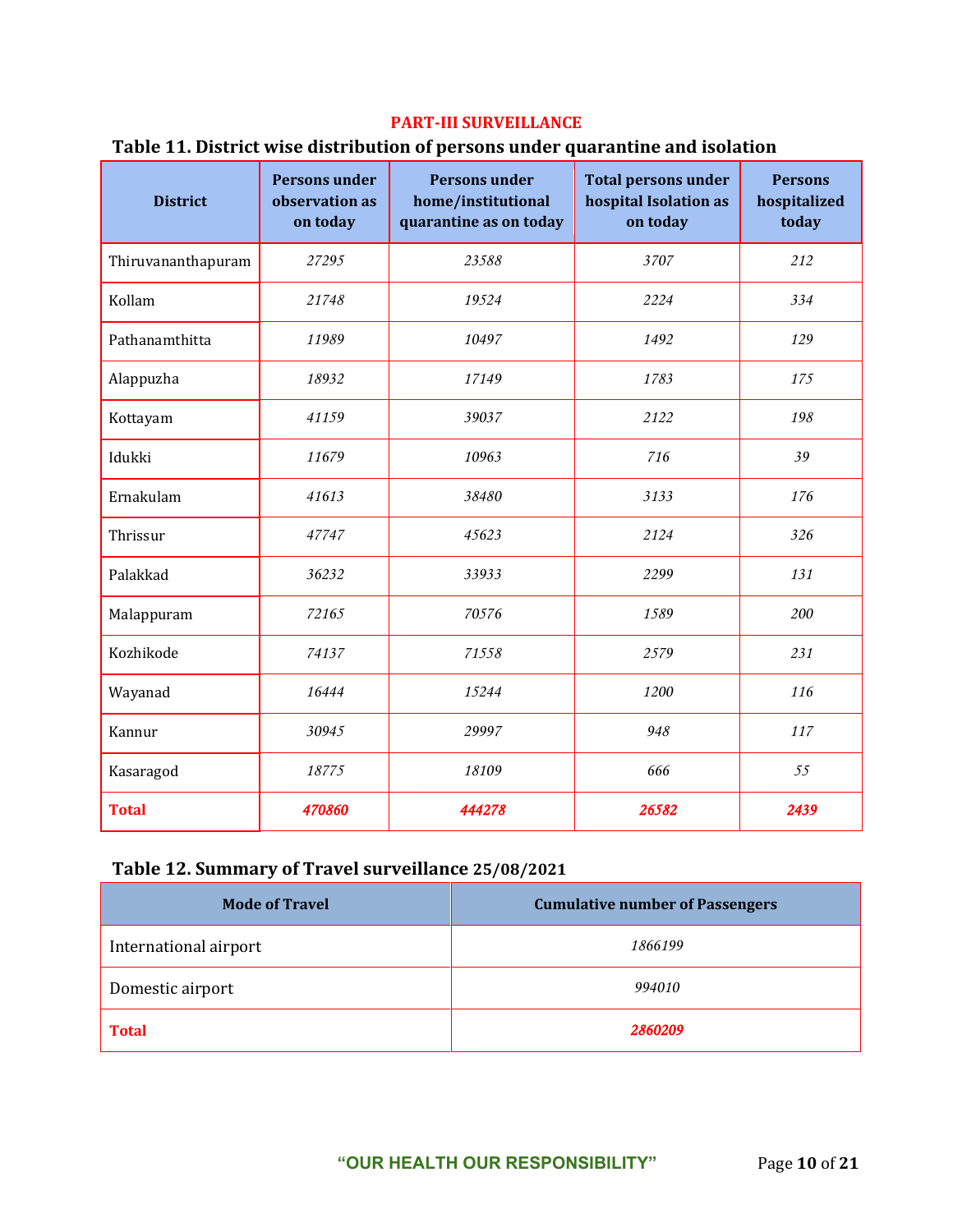## PART-III SURVEILLANCE

### Table 11. District wise distribution of persons under quarantine and isolation

| District | Persons under observation as on today | Persons under home/institutional quarantine as on today | Total persons under hospital Isolation as on today | Persons hospitalized today |
|---|---|---|---|---|
| Thiruvananthapuram | *27295* | *23588* | *3707* | *212* |
| Kollam | *21748* | *19524* | *2224* | *334* |
| Pathanamthitta | *11989* | *10497* | *1492* | *129* |
| Alappuzha | *18932* | *17149* | *1783* | *175* |
| Kottayam | *41159* | *39037* | *2122* | *198* |
| Idukki | *11679* | *10963* | *716* | *39* |
| Ernakulam | *41613* | *38480* | *3133* | *176* |
| Thrissur | *47747* | *45623* | *2124* | *326* |
| Palakkad | *36232* | *33933* | *2299* | *131* |
| Malappuram | *72165* | *70576* | *1589* | *200* |
| Kozhikode | *74137* | *71558* | *2579* | *231* |
| Wayanad | *16444* | *15244* | *1200* | *116* |
| Kannur | *30945* | *29997* | *948* | *117* |
| Kasaragod | *18775* | *18109* | *666* | *55* |
| **Total** | ***470860*** | ***444278*** | ***26582*** | ***2439*** |

### Table 12. Summary of Travel surveillance 25/08/2021

| Mode of Travel | Cumulative number of Passengers |
|---|---|
| International airport | *1866199* |
| Domestic airport | *994010* |
| **Total** | ***2860209*** |

"OUR HEALTH OUR RESPONSIBILITY"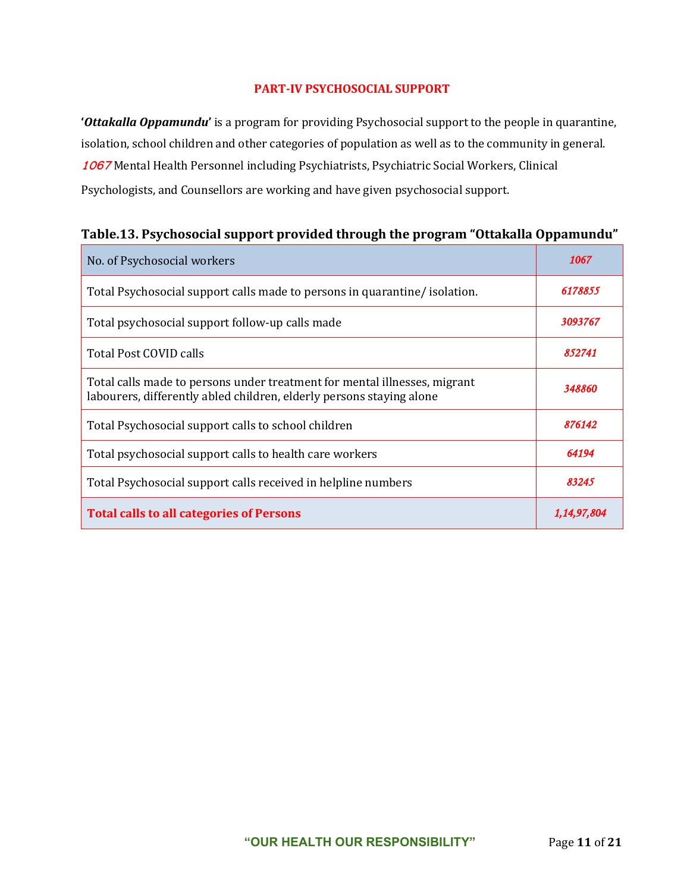## PART-IV PSYCHOSOCIAL SUPPORT

'***Ottakalla Oppamundu***' is a program for providing Psychosocial support to the people in quarantine, isolation, school children and other categories of population as well as to the community in general. *1067* Mental Health Personnel including Psychiatrists, Psychiatric Social Workers, Clinical Psychologists, and Counsellors are working and have given psychosocial support.

### Table.13. Psychosocial support provided through the program "Ottakalla Oppamundu"

| No. of Psychosocial workers | *1067* |
|---|---|
| Total Psychosocial support calls made to persons in quarantine/ isolation. | *6178855* |
| Total psychosocial support follow-up calls made | *3093767* |
| Total Post COVID calls | *852741* |
| Total calls made to persons under treatment for mental illnesses, migrant labourers, differently abled children, elderly persons staying alone | *348860* |
| Total Psychosocial support calls to school children | *876142* |
| Total psychosocial support calls to health care workers | *64194* |
| Total Psychosocial support calls received in helpline numbers | *83245* |
| **Total calls to all categories of Persons** | *1,14,97,804* |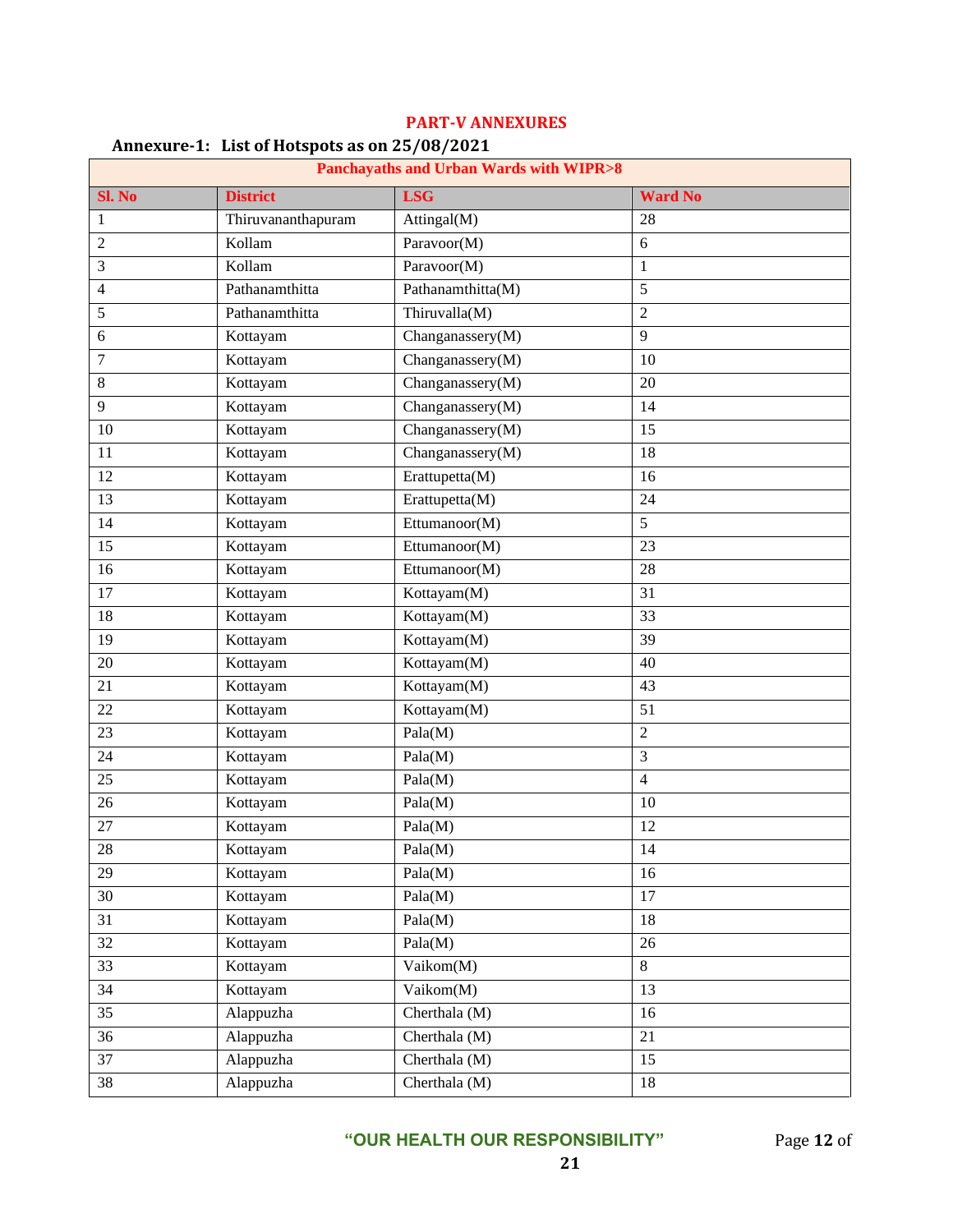# PART-V ANNEXURES

## Annexure-1: List of Hotspots as on 25/08/2021

| Panchayaths and Urban Wards with WIPR>8 | | | |
|---|---|---|---|
| **Sl. No** | **District** | **LSG** | **Ward No** |
| 1 | Thiruvananthapuram | Attingal(M) | 28 |
| 2 | Kollam | Paravoor(M) | 6 |
| 3 | Kollam | Paravoor(M) | 1 |
| 4 | Pathanamthitta | Pathanamthitta(M) | 5 |
| 5 | Pathanamthitta | Thiruvalla(M) | 2 |
| 6 | Kottayam | Changanassery(M) | 9 |
| 7 | Kottayam | Changanassery(M) | 10 |
| 8 | Kottayam | Changanassery(M) | 20 |
| 9 | Kottayam | Changanassery(M) | 14 |
| 10 | Kottayam | Changanassery(M) | 15 |
| 11 | Kottayam | Changanassery(M) | 18 |
| 12 | Kottayam | Erattupetta(M) | 16 |
| 13 | Kottayam | Erattupetta(M) | 24 |
| 14 | Kottayam | Ettumanoor(M) | 5 |
| 15 | Kottayam | Ettumanoor(M) | 23 |
| 16 | Kottayam | Ettumanoor(M) | 28 |
| 17 | Kottayam | Kottayam(M) | 31 |
| 18 | Kottayam | Kottayam(M) | 33 |
| 19 | Kottayam | Kottayam(M) | 39 |
| 20 | Kottayam | Kottayam(M) | 40 |
| 21 | Kottayam | Kottayam(M) | 43 |
| 22 | Kottayam | Kottayam(M) | 51 |
| 23 | Kottayam | Pala(M) | 2 |
| 24 | Kottayam | Pala(M) | 3 |
| 25 | Kottayam | Pala(M) | 4 |
| 26 | Kottayam | Pala(M) | 10 |
| 27 | Kottayam | Pala(M) | 12 |
| 28 | Kottayam | Pala(M) | 14 |
| 29 | Kottayam | Pala(M) | 16 |
| 30 | Kottayam | Pala(M) | 17 |
| 31 | Kottayam | Pala(M) | 18 |
| 32 | Kottayam | Pala(M) | 26 |
| 33 | Kottayam | Vaikom(M) | 8 |
| 34 | Kottayam | Vaikom(M) | 13 |
| 35 | Alappuzha | Cherthala (M) | 16 |
| 36 | Alappuzha | Cherthala (M) | 21 |
| 37 | Alappuzha | Cherthala (M) | 15 |
| 38 | Alappuzha | Cherthala (M) | 18 |

"OUR HEALTH OUR RESPONSIBILITY"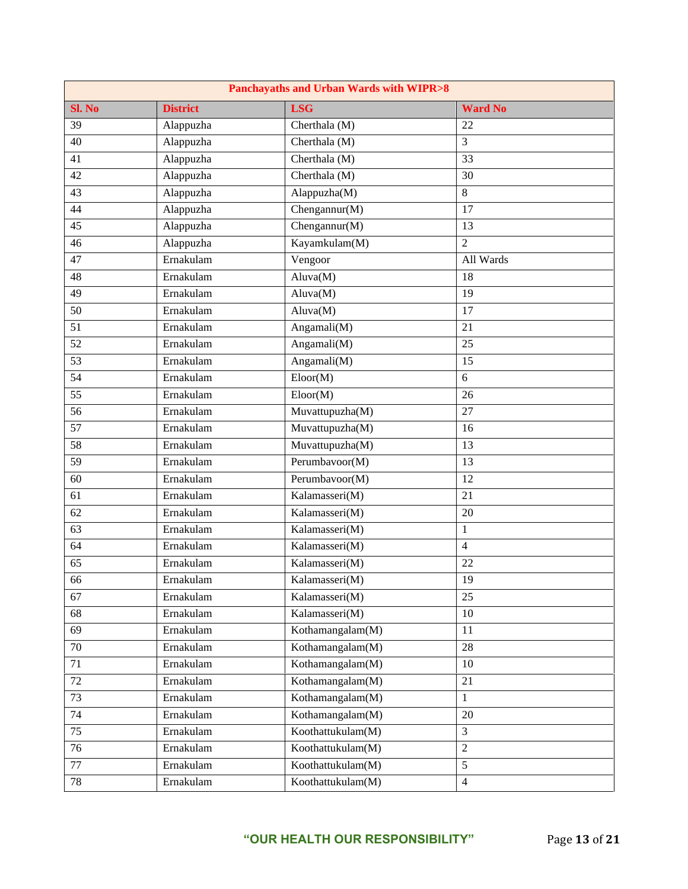| Panchayaths and Urban Wards with WIPR>8 | | | |
|---|---|---|---|
| **Sl. No** | **District** | **LSG** | **Ward No** |
| 39 | Alappuzha | Cherthala (M) | 22 |
| 40 | Alappuzha | Cherthala (M) | 3 |
| 41 | Alappuzha | Cherthala (M) | 33 |
| 42 | Alappuzha | Cherthala (M) | 30 |
| 43 | Alappuzha | Alappuzha(M) | 8 |
| 44 | Alappuzha | Chengannur(M) | 17 |
| 45 | Alappuzha | Chengannur(M) | 13 |
| 46 | Alappuzha | Kayamkulam(M) | 2 |
| 47 | Ernakulam | Vengoor | All Wards |
| 48 | Ernakulam | Aluva(M) | 18 |
| 49 | Ernakulam | Aluva(M) | 19 |
| 50 | Ernakulam | Aluva(M) | 17 |
| 51 | Ernakulam | Angamali(M) | 21 |
| 52 | Ernakulam | Angamali(M) | 25 |
| 53 | Ernakulam | Angamali(M) | 15 |
| 54 | Ernakulam | Eloor(M) | 6 |
| 55 | Ernakulam | Eloor(M) | 26 |
| 56 | Ernakulam | Muvattupuzha(M) | 27 |
| 57 | Ernakulam | Muvattupuzha(M) | 16 |
| 58 | Ernakulam | Muvattupuzha(M) | 13 |
| 59 | Ernakulam | Perumbavoor(M) | 13 |
| 60 | Ernakulam | Perumbavoor(M) | 12 |
| 61 | Ernakulam | Kalamasseri(M) | 21 |
| 62 | Ernakulam | Kalamasseri(M) | 20 |
| 63 | Ernakulam | Kalamasseri(M) | 1 |
| 64 | Ernakulam | Kalamasseri(M) | 4 |
| 65 | Ernakulam | Kalamasseri(M) | 22 |
| 66 | Ernakulam | Kalamasseri(M) | 19 |
| 67 | Ernakulam | Kalamasseri(M) | 25 |
| 68 | Ernakulam | Kalamasseri(M) | 10 |
| 69 | Ernakulam | Kothamangalam(M) | 11 |
| 70 | Ernakulam | Kothamangalam(M) | 28 |
| 71 | Ernakulam | Kothamangalam(M) | 10 |
| 72 | Ernakulam | Kothamangalam(M) | 21 |
| 73 | Ernakulam | Kothamangalam(M) | 1 |
| 74 | Ernakulam | Kothamangalam(M) | 20 |
| 75 | Ernakulam | Koothattukulam(M) | 3 |
| 76 | Ernakulam | Koothattukulam(M) | 2 |
| 77 | Ernakulam | Koothattukulam(M) | 5 |
| 78 | Ernakulam | Koothattukulam(M) | 4 |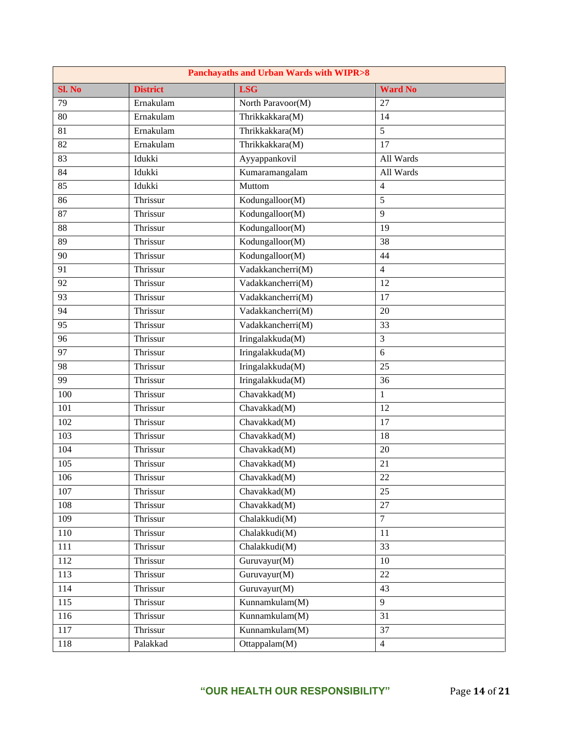| Panchayaths and Urban Wards with WIPR>8 | | | |
|---|---|---|---|
| **Sl. No** | **District** | **LSG** | **Ward No** |
| 79 | Ernakulam | North Paravoor(M) | 27 |
| 80 | Ernakulam | Thrikkakkara(M) | 14 |
| 81 | Ernakulam | Thrikkakkara(M) | 5 |
| 82 | Ernakulam | Thrikkakkara(M) | 17 |
| 83 | Idukki | Ayyappankovil | All Wards |
| 84 | Idukki | Kumaramangalam | All Wards |
| 85 | Idukki | Muttom | 4 |
| 86 | Thrissur | Kodungalloor(M) | 5 |
| 87 | Thrissur | Kodungalloor(M) | 9 |
| 88 | Thrissur | Kodungalloor(M) | 19 |
| 89 | Thrissur | Kodungalloor(M) | 38 |
| 90 | Thrissur | Kodungalloor(M) | 44 |
| 91 | Thrissur | Vadakkancherri(M) | 4 |
| 92 | Thrissur | Vadakkancherri(M) | 12 |
| 93 | Thrissur | Vadakkancherri(M) | 17 |
| 94 | Thrissur | Vadakkancherri(M) | 20 |
| 95 | Thrissur | Vadakkancherri(M) | 33 |
| 96 | Thrissur | Iringalakkuda(M) | 3 |
| 97 | Thrissur | Iringalakkuda(M) | 6 |
| 98 | Thrissur | Iringalakkuda(M) | 25 |
| 99 | Thrissur | Iringalakkuda(M) | 36 |
| 100 | Thrissur | Chavakkad(M) | 1 |
| 101 | Thrissur | Chavakkad(M) | 12 |
| 102 | Thrissur | Chavakkad(M) | 17 |
| 103 | Thrissur | Chavakkad(M) | 18 |
| 104 | Thrissur | Chavakkad(M) | 20 |
| 105 | Thrissur | Chavakkad(M) | 21 |
| 106 | Thrissur | Chavakkad(M) | 22 |
| 107 | Thrissur | Chavakkad(M) | 25 |
| 108 | Thrissur | Chavakkad(M) | 27 |
| 109 | Thrissur | Chalakkudi(M) | 7 |
| 110 | Thrissur | Chalakkudi(M) | 11 |
| 111 | Thrissur | Chalakkudi(M) | 33 |
| 112 | Thrissur | Guruvayur(M) | 10 |
| 113 | Thrissur | Guruvayur(M) | 22 |
| 114 | Thrissur | Guruvayur(M) | 43 |
| 115 | Thrissur | Kunnamkulam(M) | 9 |
| 116 | Thrissur | Kunnamkulam(M) | 31 |
| 117 | Thrissur | Kunnamkulam(M) | 37 |
| 118 | Palakkad | Ottappalam(M) | 4 |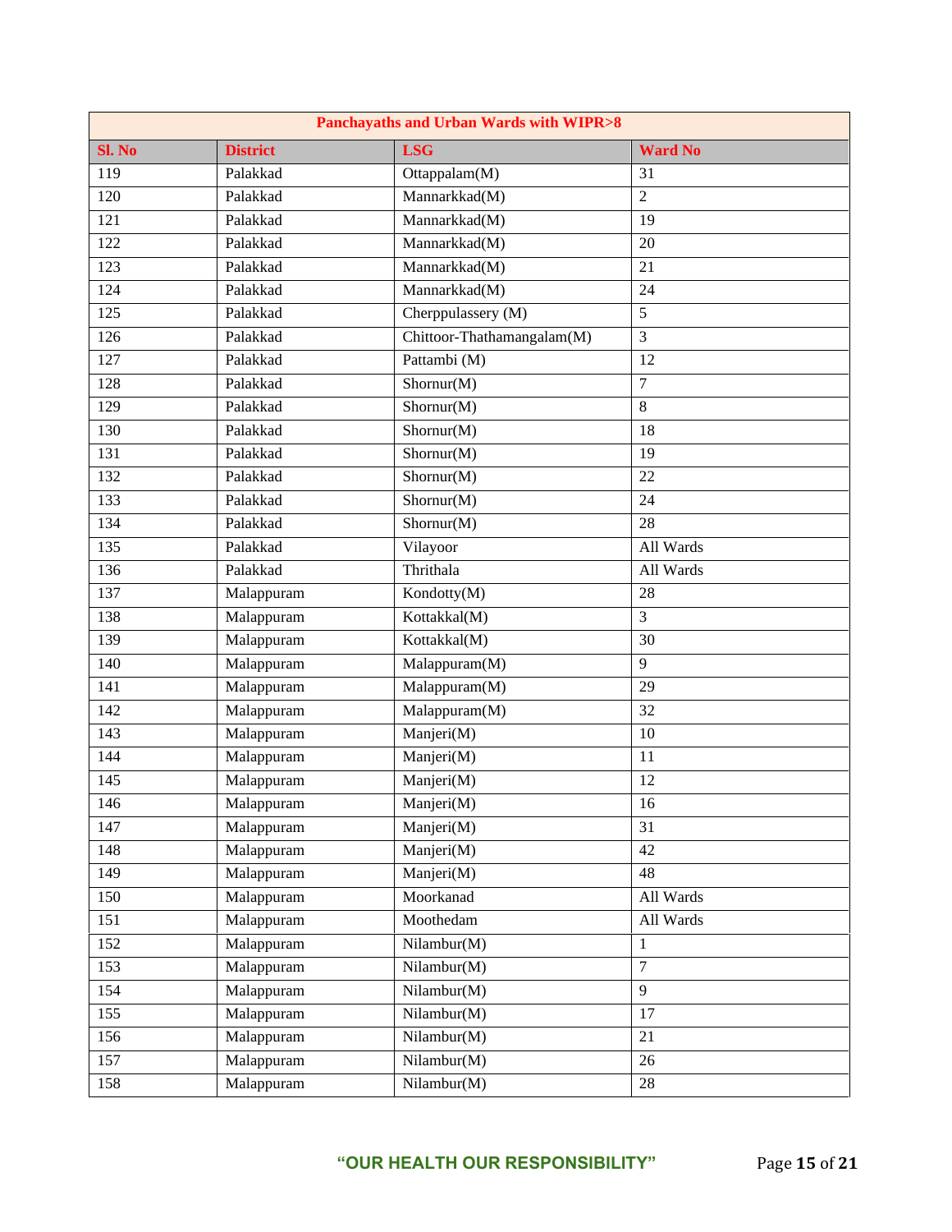| Panchayaths and Urban Wards with WIPR>8 | | | |
|---|---|---|---|
| **Sl. No** | **District** | **LSG** | **Ward No** |
| 119 | Palakkad | Ottappalam(M) | 31 |
| 120 | Palakkad | Mannarkkad(M) | 2 |
| 121 | Palakkad | Mannarkkad(M) | 19 |
| 122 | Palakkad | Mannarkkad(M) | 20 |
| 123 | Palakkad | Mannarkkad(M) | 21 |
| 124 | Palakkad | Mannarkkad(M) | 24 |
| 125 | Palakkad | Cherppulassery (M) | 5 |
| 126 | Palakkad | Chittoor-Thathamangalam(M) | 3 |
| 127 | Palakkad | Pattambi (M) | 12 |
| 128 | Palakkad | Shornur(M) | 7 |
| 129 | Palakkad | Shornur(M) | 8 |
| 130 | Palakkad | Shornur(M) | 18 |
| 131 | Palakkad | Shornur(M) | 19 |
| 132 | Palakkad | Shornur(M) | 22 |
| 133 | Palakkad | Shornur(M) | 24 |
| 134 | Palakkad | Shornur(M) | 28 |
| 135 | Palakkad | Vilayoor | All Wards |
| 136 | Palakkad | Thrithala | All Wards |
| 137 | Malappuram | Kondotty(M) | 28 |
| 138 | Malappuram | Kottakkal(M) | 3 |
| 139 | Malappuram | Kottakkal(M) | 30 |
| 140 | Malappuram | Malappuram(M) | 9 |
| 141 | Malappuram | Malappuram(M) | 29 |
| 142 | Malappuram | Malappuram(M) | 32 |
| 143 | Malappuram | Manjeri(M) | 10 |
| 144 | Malappuram | Manjeri(M) | 11 |
| 145 | Malappuram | Manjeri(M) | 12 |
| 146 | Malappuram | Manjeri(M) | 16 |
| 147 | Malappuram | Manjeri(M) | 31 |
| 148 | Malappuram | Manjeri(M) | 42 |
| 149 | Malappuram | Manjeri(M) | 48 |
| 150 | Malappuram | Moorkanad | All Wards |
| 151 | Malappuram | Moothedam | All Wards |
| 152 | Malappuram | Nilambur(M) | 1 |
| 153 | Malappuram | Nilambur(M) | 7 |
| 154 | Malappuram | Nilambur(M) | 9 |
| 155 | Malappuram | Nilambur(M) | 17 |
| 156 | Malappuram | Nilambur(M) | 21 |
| 157 | Malappuram | Nilambur(M) | 26 |
| 158 | Malappuram | Nilambur(M) | 28 |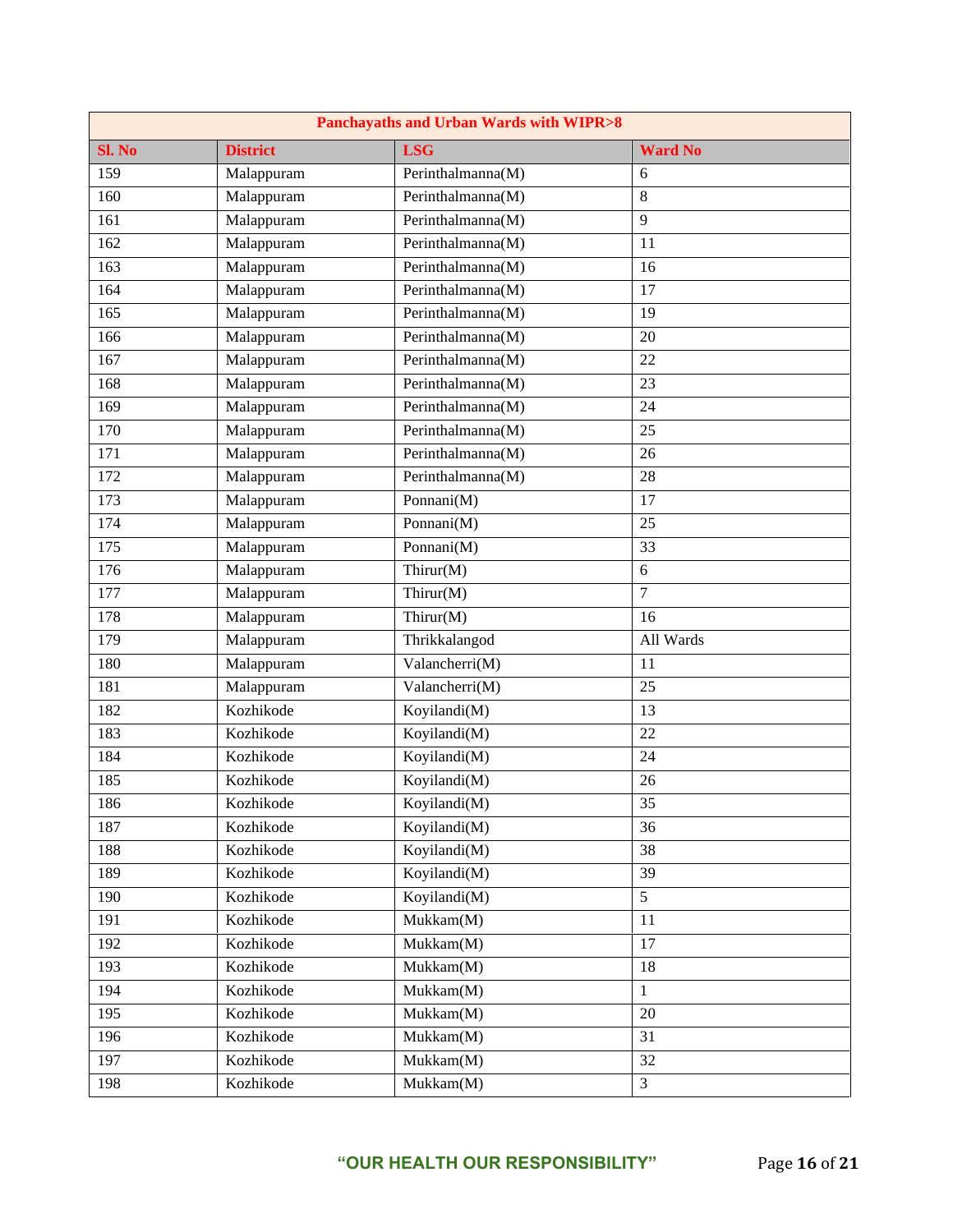| Panchayaths and Urban Wards with WIPR>8 | | | |
|---|---|---|---|
| **Sl. No** | **District** | **LSG** | **Ward No** |
| 159 | Malappuram | Perinthalmanna(M) | 6 |
| 160 | Malappuram | Perinthalmanna(M) | 8 |
| 161 | Malappuram | Perinthalmanna(M) | 9 |
| 162 | Malappuram | Perinthalmanna(M) | 11 |
| 163 | Malappuram | Perinthalmanna(M) | 16 |
| 164 | Malappuram | Perinthalmanna(M) | 17 |
| 165 | Malappuram | Perinthalmanna(M) | 19 |
| 166 | Malappuram | Perinthalmanna(M) | 20 |
| 167 | Malappuram | Perinthalmanna(M) | 22 |
| 168 | Malappuram | Perinthalmanna(M) | 23 |
| 169 | Malappuram | Perinthalmanna(M) | 24 |
| 170 | Malappuram | Perinthalmanna(M) | 25 |
| 171 | Malappuram | Perinthalmanna(M) | 26 |
| 172 | Malappuram | Perinthalmanna(M) | 28 |
| 173 | Malappuram | Ponnani(M) | 17 |
| 174 | Malappuram | Ponnani(M) | 25 |
| 175 | Malappuram | Ponnani(M) | 33 |
| 176 | Malappuram | Thirur(M) | 6 |
| 177 | Malappuram | Thirur(M) | 7 |
| 178 | Malappuram | Thirur(M) | 16 |
| 179 | Malappuram | Thrikkalangod | All Wards |
| 180 | Malappuram | Valancherri(M) | 11 |
| 181 | Malappuram | Valancherri(M) | 25 |
| 182 | Kozhikode | Koyilandi(M) | 13 |
| 183 | Kozhikode | Koyilandi(M) | 22 |
| 184 | Kozhikode | Koyilandi(M) | 24 |
| 185 | Kozhikode | Koyilandi(M) | 26 |
| 186 | Kozhikode | Koyilandi(M) | 35 |
| 187 | Kozhikode | Koyilandi(M) | 36 |
| 188 | Kozhikode | Koyilandi(M) | 38 |
| 189 | Kozhikode | Koyilandi(M) | 39 |
| 190 | Kozhikode | Koyilandi(M) | 5 |
| 191 | Kozhikode | Mukkam(M) | 11 |
| 192 | Kozhikode | Mukkam(M) | 17 |
| 193 | Kozhikode | Mukkam(M) | 18 |
| 194 | Kozhikode | Mukkam(M) | 1 |
| 195 | Kozhikode | Mukkam(M) | 20 |
| 196 | Kozhikode | Mukkam(M) | 31 |
| 197 | Kozhikode | Mukkam(M) | 32 |
| 198 | Kozhikode | Mukkam(M) | 3 |

**"OUR HEALTH OUR RESPONSIBILITY"**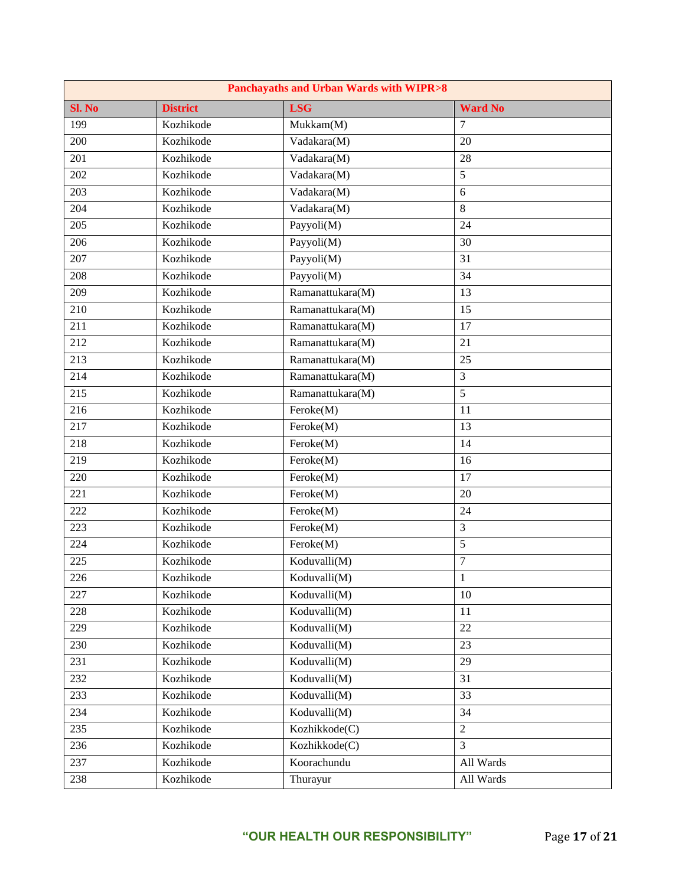| Panchayaths and Urban Wards with WIPR>8 | | | |
|---|---|---|---|
| Sl. No | District | LSG | Ward No |
| 199 | Kozhikode | Mukkam(M) | 7 |
| 200 | Kozhikode | Vadakara(M) | 20 |
| 201 | Kozhikode | Vadakara(M) | 28 |
| 202 | Kozhikode | Vadakara(M) | 5 |
| 203 | Kozhikode | Vadakara(M) | 6 |
| 204 | Kozhikode | Vadakara(M) | 8 |
| 205 | Kozhikode | Payyoli(M) | 24 |
| 206 | Kozhikode | Payyoli(M) | 30 |
| 207 | Kozhikode | Payyoli(M) | 31 |
| 208 | Kozhikode | Payyoli(M) | 34 |
| 209 | Kozhikode | Ramanattukara(M) | 13 |
| 210 | Kozhikode | Ramanattukara(M) | 15 |
| 211 | Kozhikode | Ramanattukara(M) | 17 |
| 212 | Kozhikode | Ramanattukara(M) | 21 |
| 213 | Kozhikode | Ramanattukara(M) | 25 |
| 214 | Kozhikode | Ramanattukara(M) | 3 |
| 215 | Kozhikode | Ramanattukara(M) | 5 |
| 216 | Kozhikode | Feroke(M) | 11 |
| 217 | Kozhikode | Feroke(M) | 13 |
| 218 | Kozhikode | Feroke(M) | 14 |
| 219 | Kozhikode | Feroke(M) | 16 |
| 220 | Kozhikode | Feroke(M) | 17 |
| 221 | Kozhikode | Feroke(M) | 20 |
| 222 | Kozhikode | Feroke(M) | 24 |
| 223 | Kozhikode | Feroke(M) | 3 |
| 224 | Kozhikode | Feroke(M) | 5 |
| 225 | Kozhikode | Koduvalli(M) | 7 |
| 226 | Kozhikode | Koduvalli(M) | 1 |
| 227 | Kozhikode | Koduvalli(M) | 10 |
| 228 | Kozhikode | Koduvalli(M) | 11 |
| 229 | Kozhikode | Koduvalli(M) | 22 |
| 230 | Kozhikode | Koduvalli(M) | 23 |
| 231 | Kozhikode | Koduvalli(M) | 29 |
| 232 | Kozhikode | Koduvalli(M) | 31 |
| 233 | Kozhikode | Koduvalli(M) | 33 |
| 234 | Kozhikode | Koduvalli(M) | 34 |
| 235 | Kozhikode | Kozhikkode(C) | 2 |
| 236 | Kozhikode | Kozhikkode(C) | 3 |
| 237 | Kozhikode | Koorachundu | All Wards |
| 238 | Kozhikode | Thurayur | All Wards |

**"OUR HEALTH OUR RESPONSIBILITY"**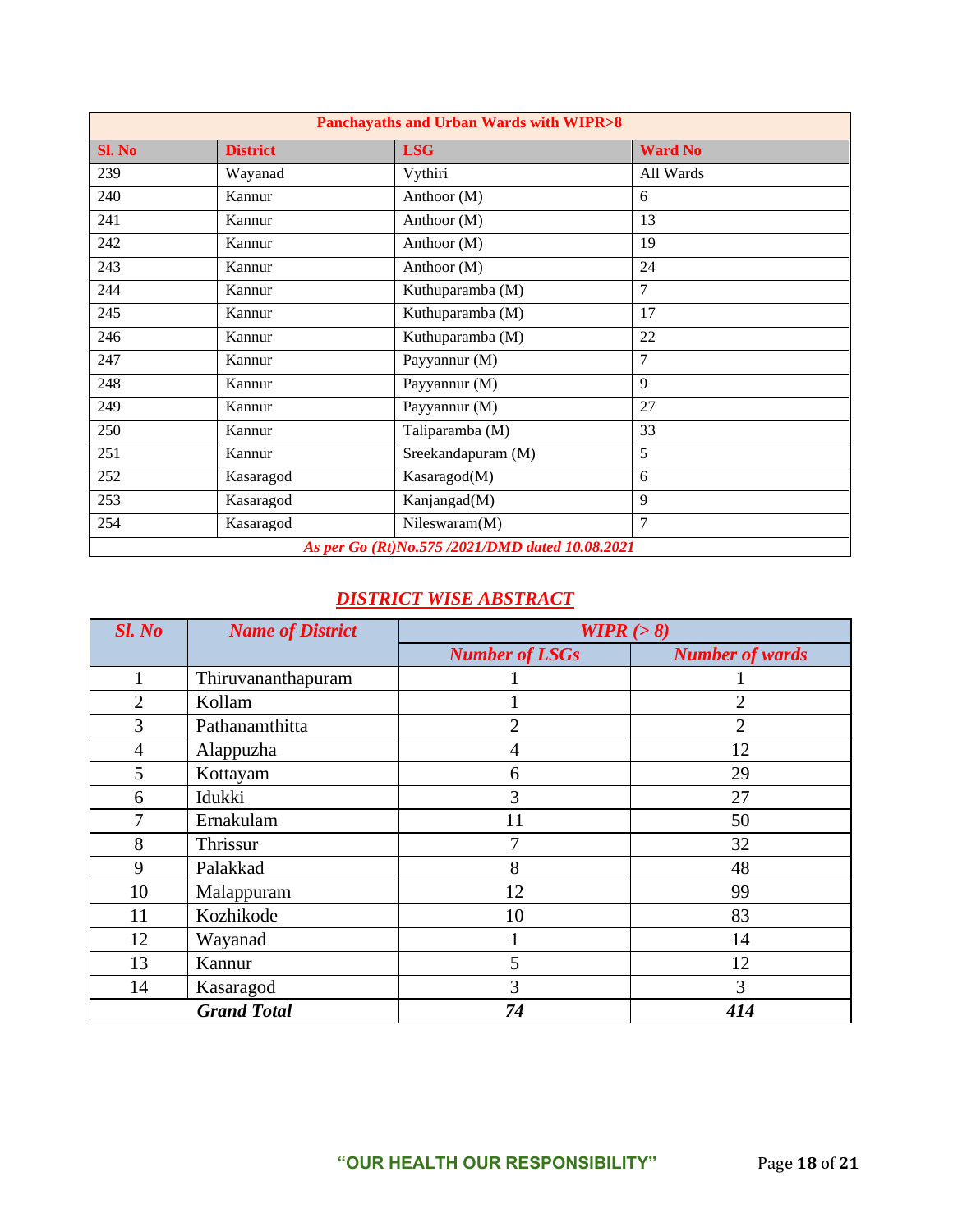| Panchayaths and Urban Wards with WIPR>8 | | | |
|---|---|---|---|
| **Sl. No** | **District** | **LSG** | **Ward No** |
| 239 | Wayanad | Vythiri | All Wards |
| 240 | Kannur | Anthoor (M) | 6 |
| 241 | Kannur | Anthoor (M) | 13 |
| 242 | Kannur | Anthoor (M) | 19 |
| 243 | Kannur | Anthoor (M) | 24 |
| 244 | Kannur | Kuthuparamba (M) | 7 |
| 245 | Kannur | Kuthuparamba (M) | 17 |
| 246 | Kannur | Kuthuparamba (M) | 22 |
| 247 | Kannur | Payyannur (M) | 7 |
| 248 | Kannur | Payyannur (M) | 9 |
| 249 | Kannur | Payyannur (M) | 27 |
| 250 | Kannur | Taliparamba (M) | 33 |
| 251 | Kannur | Sreekandapuram (M) | 5 |
| 252 | Kasaragod | Kasaragod(M) | 6 |
| 253 | Kasaragod | Kanjangad(M) | 9 |
| 254 | Kasaragod | Nileswaram(M) | 7 |

*As per Go (Rt)No.575 /2021/DMD dated 10.08.2021*

## *DISTRICT WISE ABSTRACT*

| *Sl. No* | *Name of District* | *WIPR (> 8)* | |
|---|---|---|---|
| | | *Number of LSGs* | *Number of wards* |
| 1 | Thiruvananthapuram | 1 | 1 |
| 2 | Kollam | 1 | 2 |
| 3 | Pathanamthitta | 2 | 2 |
| 4 | Alappuzha | 4 | 12 |
| 5 | Kottayam | 6 | 29 |
| 6 | Idukki | 3 | 27 |
| 7 | Ernakulam | 11 | 50 |
| 8 | Thrissur | 7 | 32 |
| 9 | Palakkad | 8 | 48 |
| 10 | Malappuram | 12 | 99 |
| 11 | Kozhikode | 10 | 83 |
| 12 | Wayanad | 1 | 14 |
| 13 | Kannur | 5 | 12 |
| 14 | Kasaragod | 3 | 3 |
| | ***Grand Total*** | ***74*** | ***414*** |

**"OUR HEALTH OUR RESPONSIBILITY"**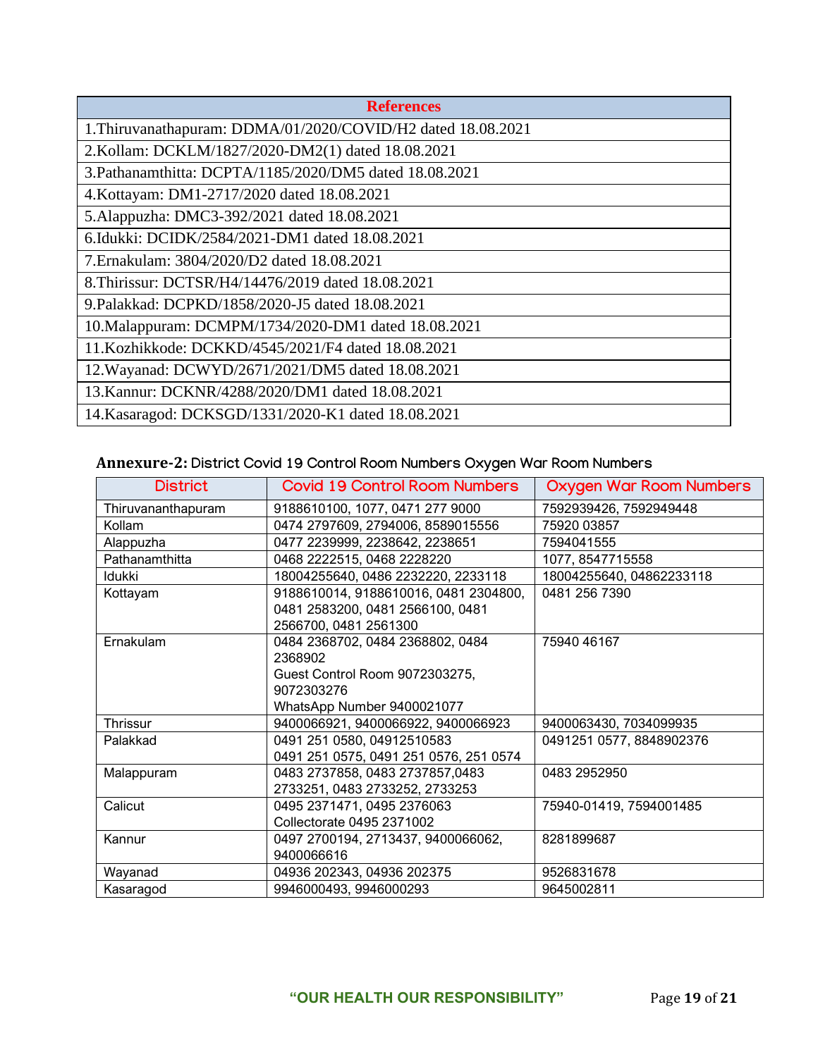| References |
|---|
| 1.Thiruvanathapuram: DDMA/01/2020/COVID/H2 dated 18.08.2021 |
| 2.Kollam: DCKLM/1827/2020-DM2(1) dated 18.08.2021 |
| 3.Pathanamthitta: DCPTA/1185/2020/DM5 dated 18.08.2021 |
| 4.Kottayam: DM1-2717/2020 dated 18.08.2021 |
| 5.Alappuzha: DMC3-392/2021 dated 18.08.2021 |
| 6.Idukki: DCIDK/2584/2021-DM1 dated 18.08.2021 |
| 7.Ernakulam: 3804/2020/D2 dated 18.08.2021 |
| 8.Thirissur: DCTSR/H4/14476/2019 dated 18.08.2021 |
| 9.Palakkad: DCPKD/1858/2020-J5 dated 18.08.2021 |
| 10.Malappuram: DCMPM/1734/2020-DM1 dated 18.08.2021 |
| 11.Kozhikkode: DCKKD/4545/2021/F4 dated 18.08.2021 |
| 12.Wayanad: DCWYD/2671/2021/DM5 dated 18.08.2021 |
| 13.Kannur: DCKNR/4288/2020/DM1 dated 18.08.2021 |
| 14.Kasaragod: DCKSGD/1331/2020-K1 dated 18.08.2021 |

**Annexure-2:** District Covid 19 Control Room Numbers Oxygen War Room Numbers

| District | Covid 19 Control Room Numbers | Oxygen War Room Numbers |
|---|---|---|
| Thiruvananthapuram | 9188610100, 1077, 0471 277 9000 | 7592939426, 7592949448 |
| Kollam | 0474 2797609, 2794006, 8589015556 | 75920 03857 |
| Alappuzha | 0477 2239999, 2238642, 2238651 | 7594041555 |
| Pathanamthitta | 0468 2222515, 0468 2228220 | 1077, 8547715558 |
| Idukki | 18004255640, 0486 2232220, 2233118 | 18004255640, 04862233118 |
| Kottayam | 9188610014, 9188610016, 0481 2304800, 0481 2583200, 0481 2566100, 0481 2566700, 0481 2561300 | 0481 256 7390 |
| Ernakulam | 0484 2368702, 0484 2368802, 0484 2368902<br>Guest Control Room 9072303275, 9072303276<br>WhatsApp Number 9400021077 | 75940 46167 |
| Thrissur | 9400066921, 9400066922, 9400066923 | 9400063430, 7034099935 |
| Palakkad | 0491 251 0580, 04912510583<br>0491 251 0575, 0491 251 0576, 251 0574 | 0491251 0577, 8848902376 |
| Malappuram | 0483 2737858, 0483 2737857,0483 2733251, 0483 2733252, 2733253 | 0483 2952950 |
| Calicut | 0495 2371471, 0495 2376063<br>Collectorate 0495 2371002 | 75940-01419, 7594001485 |
| Kannur | 0497 2700194, 2713437, 9400066062, 9400066616 | 8281899687 |
| Wayanad | 04936 202343, 04936 202375 | 9526831678 |
| Kasaragod | 9946000493, 9946000293 | 9645002811 |

**"OUR HEALTH OUR RESPONSIBILITY"**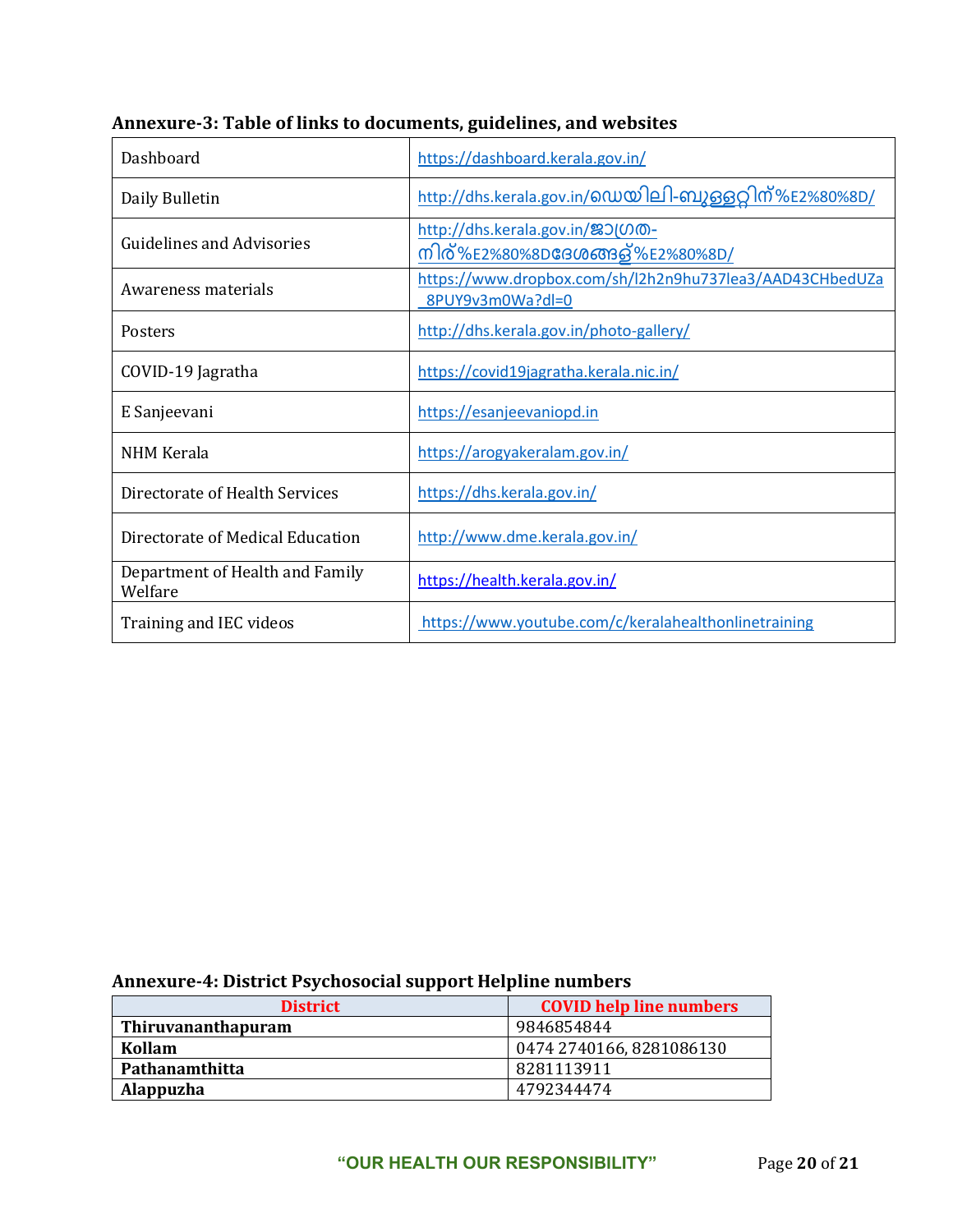## Annexure-3: Table of links to documents, guidelines, and websites

| | |
|---|---|
| Dashboard | https://dashboard.kerala.gov.in/ |
| Daily Bulletin | http://dhs.kerala.gov.in/ഡെയിലി-ബുള്ളറ്റിന്%E2%80%8D/ |
| Guidelines and Advisories | http://dhs.kerala.gov.in/ജാഗ്രത-നിര്%E2%80%8Dദേശങ്ങള്%E2%80%8D/ |
| Awareness materials | https://www.dropbox.com/sh/l2h2n9hu737lea3/AAD43CHbedUZa_8PUY9v3m0Wa?dl=0 |
| Posters | http://dhs.kerala.gov.in/photo-gallery/ |
| COVID-19 Jagratha | https://covid19jagratha.kerala.nic.in/ |
| E Sanjeevani | https://esanjeevaniopd.in |
| NHM Kerala | https://arogyakeralam.gov.in/ |
| Directorate of Health Services | https://dhs.kerala.gov.in/ |
| Directorate of Medical Education | http://www.dme.kerala.gov.in/ |
| Department of Health and Family Welfare | https://health.kerala.gov.in/ |
| Training and IEC videos | https://www.youtube.com/c/keralahealthonlinetraining |

## Annexure-4: District Psychosocial support Helpline numbers

| District | COVID help line numbers |
|---|---|
| **Thiruvananthapuram** | 9846854844 |
| **Kollam** | 0474 2740166, 8281086130 |
| **Pathanamthitta** | 8281113911 |
| **Alappuzha** | 4792344474 |

"OUR HEALTH OUR RESPONSIBILITY"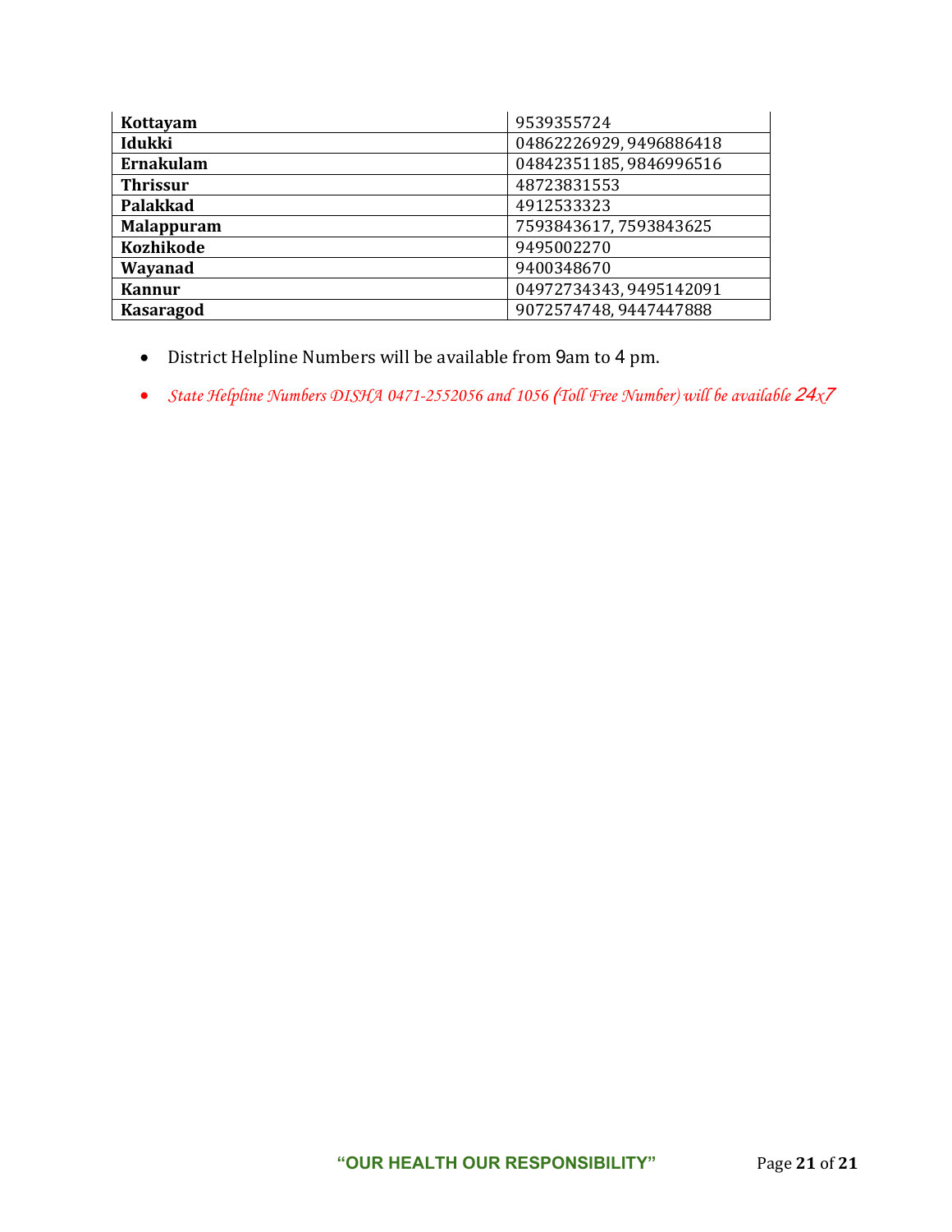| | |
|---|---|
| **Kottayam** | 9539355724 |
| **Idukki** | 04862226929, 9496886418 |
| **Ernakulam** | 04842351185, 9846996516 |
| **Thrissur** | 48723831553 |
| **Palakkad** | 4912533323 |
| **Malappuram** | 7593843617, 7593843625 |
| **Kozhikode** | 9495002270 |
| **Wayanad** | 9400348670 |
| **Kannur** | 04972734343, 9495142091 |
| **Kasaragod** | 9072574748, 9447447888 |

- District Helpline Numbers will be available from 9am to 4 pm.
- *State Helpline Numbers DISHA 0471-2552056 and 1056 (Toll Free Number) will be available 24x7*